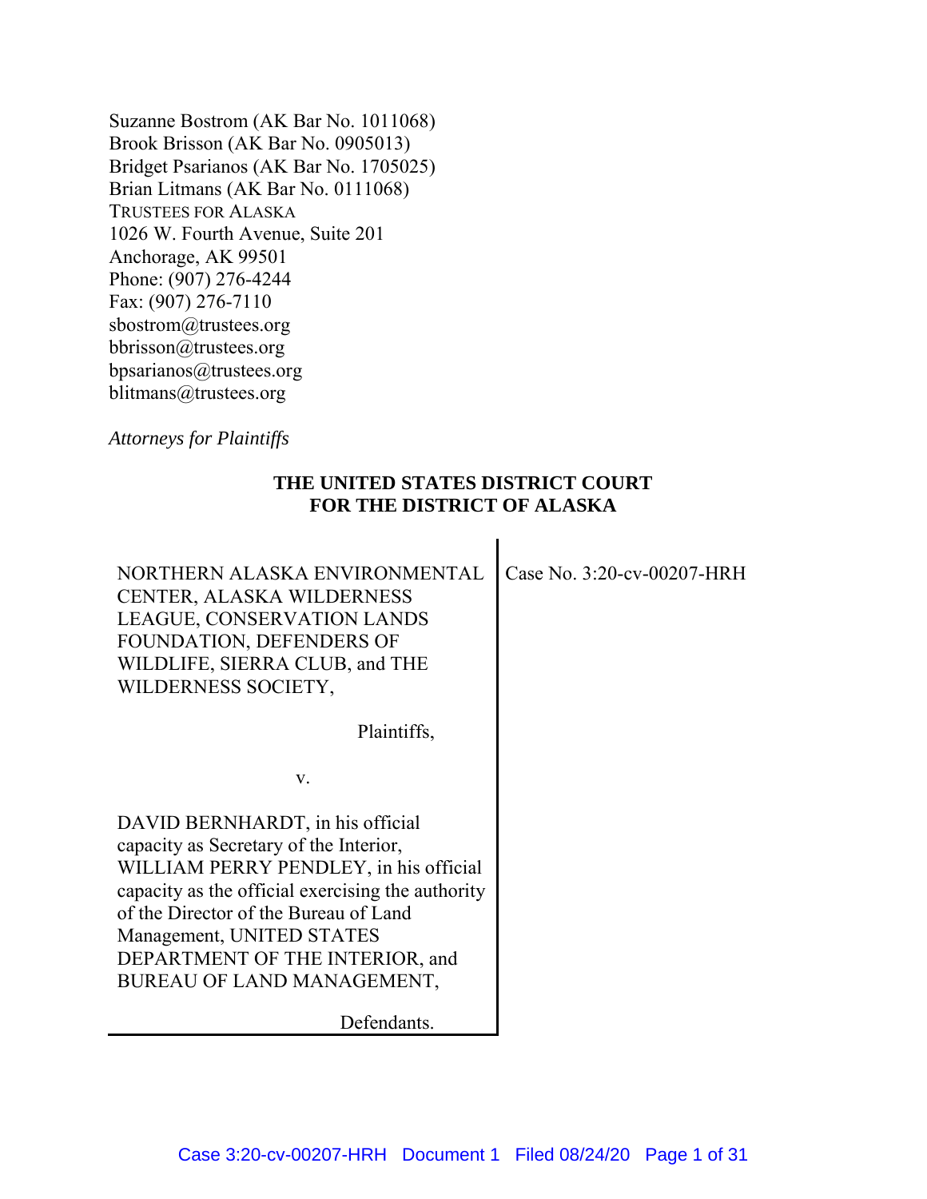Suzanne Bostrom (AK Bar No. 1011068)
Brook Brisson (AK Bar No. 0905013)
Bridget Psarianos (AK Bar No. 1705025)
Brian Litmans (AK Bar No. 0111068)
TRUSTEES FOR ALASKA
1026 W. Fourth Avenue, Suite 201
Anchorage, AK 99501
Phone: (907) 276-4244
Fax: (907) 276-7110
sbostrom@trustees.org
bbrisson@trustees.org
bpsarianos@trustees.org
blitmans@trustees.org

*Attorneys for Plaintiffs*

**THE UNITED STATES DISTRICT COURT**
**FOR THE DISTRICT OF ALASKA**

| | |
|---|---|
| NORTHERN ALASKA ENVIRONMENTAL CENTER, ALASKA WILDERNESS LEAGUE, CONSERVATION LANDS FOUNDATION, DEFENDERS OF WILDLIFE, SIERRA CLUB, and THE WILDERNESS SOCIETY,<br><br>Plaintiffs,<br><br>v.<br><br>DAVID BERNHARDT, in his official capacity as Secretary of the Interior, WILLIAM PERRY PENDLEY, in his official capacity as the official exercising the authority of the Director of the Bureau of Land Management, UNITED STATES DEPARTMENT OF THE INTERIOR, and BUREAU OF LAND MANAGEMENT,<br><br>Defendants. | Case No. 3:20-cv-00207-HRH |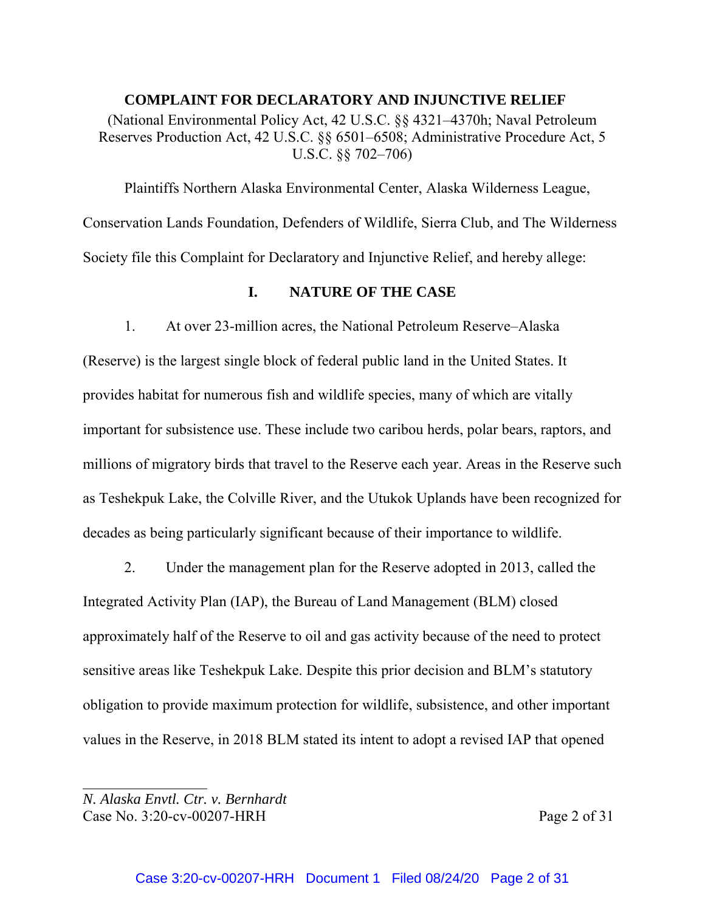**COMPLAINT FOR DECLARATORY AND INJUNCTIVE RELIEF**

(National Environmental Policy Act, 42 U.S.C. §§ 4321–4370h; Naval Petroleum Reserves Production Act, 42 U.S.C. §§ 6501–6508; Administrative Procedure Act, 5 U.S.C. §§ 702–706)

Plaintiffs Northern Alaska Environmental Center, Alaska Wilderness League, Conservation Lands Foundation, Defenders of Wildlife, Sierra Club, and The Wilderness Society file this Complaint for Declaratory and Injunctive Relief, and hereby allege:

## I. NATURE OF THE CASE

1. At over 23-million acres, the National Petroleum Reserve–Alaska (Reserve) is the largest single block of federal public land in the United States. It provides habitat for numerous fish and wildlife species, many of which are vitally important for subsistence use. These include two caribou herds, polar bears, raptors, and millions of migratory birds that travel to the Reserve each year. Areas in the Reserve such as Teshekpuk Lake, the Colville River, and the Utukok Uplands have been recognized for decades as being particularly significant because of their importance to wildlife.

2. Under the management plan for the Reserve adopted in 2013, called the Integrated Activity Plan (IAP), the Bureau of Land Management (BLM) closed approximately half of the Reserve to oil and gas activity because of the need to protect sensitive areas like Teshekpuk Lake. Despite this prior decision and BLM's statutory obligation to provide maximum protection for wildlife, subsistence, and other important values in the Reserve, in 2018 BLM stated its intent to adopt a revised IAP that opened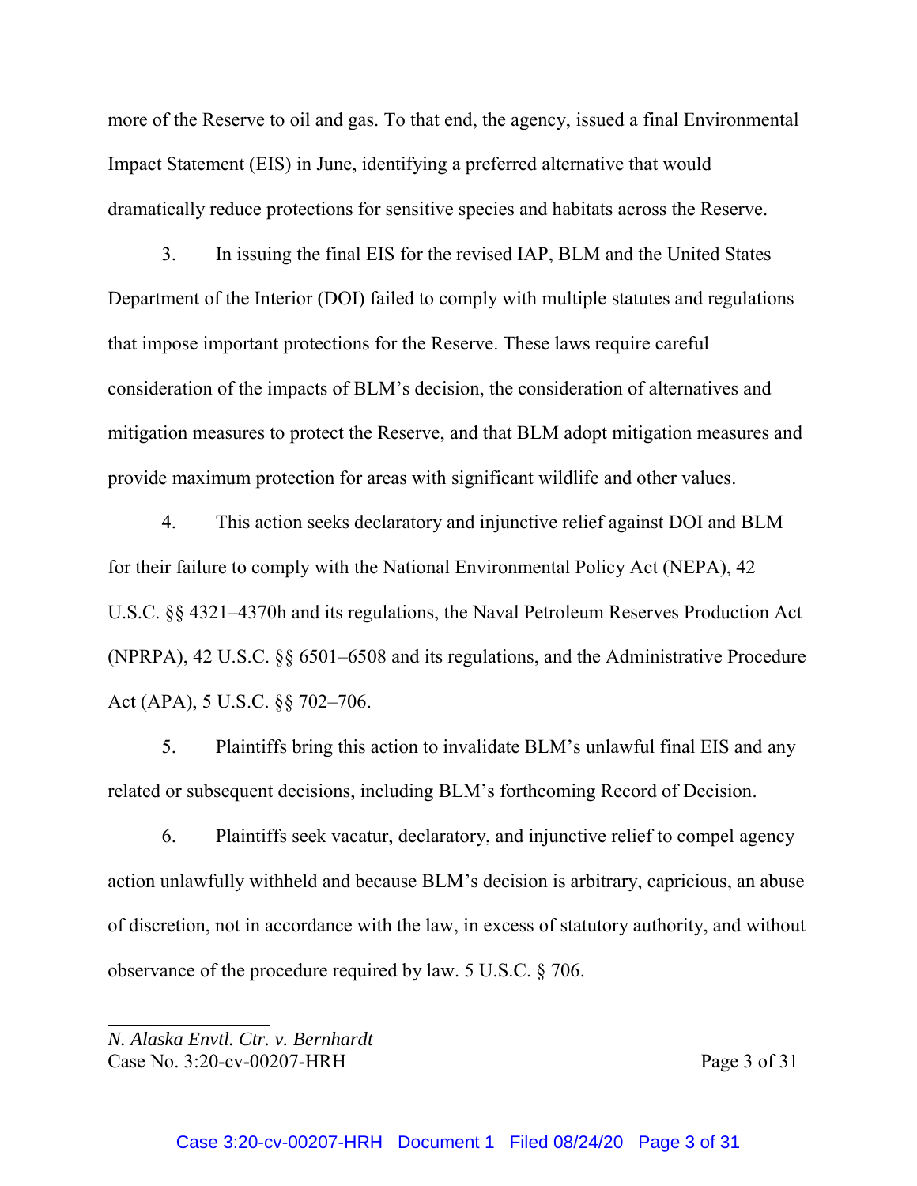more of the Reserve to oil and gas. To that end, the agency, issued a final Environmental Impact Statement (EIS) in June, identifying a preferred alternative that would dramatically reduce protections for sensitive species and habitats across the Reserve.

3. In issuing the final EIS for the revised IAP, BLM and the United States Department of the Interior (DOI) failed to comply with multiple statutes and regulations that impose important protections for the Reserve. These laws require careful consideration of the impacts of BLM's decision, the consideration of alternatives and mitigation measures to protect the Reserve, and that BLM adopt mitigation measures and provide maximum protection for areas with significant wildlife and other values.

4. This action seeks declaratory and injunctive relief against DOI and BLM for their failure to comply with the National Environmental Policy Act (NEPA), 42 U.S.C. §§ 4321–4370h and its regulations, the Naval Petroleum Reserves Production Act (NPRPA), 42 U.S.C. §§ 6501–6508 and its regulations, and the Administrative Procedure Act (APA), 5 U.S.C. §§ 702–706.

5. Plaintiffs bring this action to invalidate BLM's unlawful final EIS and any related or subsequent decisions, including BLM's forthcoming Record of Decision.

6. Plaintiffs seek vacatur, declaratory, and injunctive relief to compel agency action unlawfully withheld and because BLM's decision is arbitrary, capricious, an abuse of discretion, not in accordance with the law, in excess of statutory authority, and without observance of the procedure required by law. 5 U.S.C. § 706.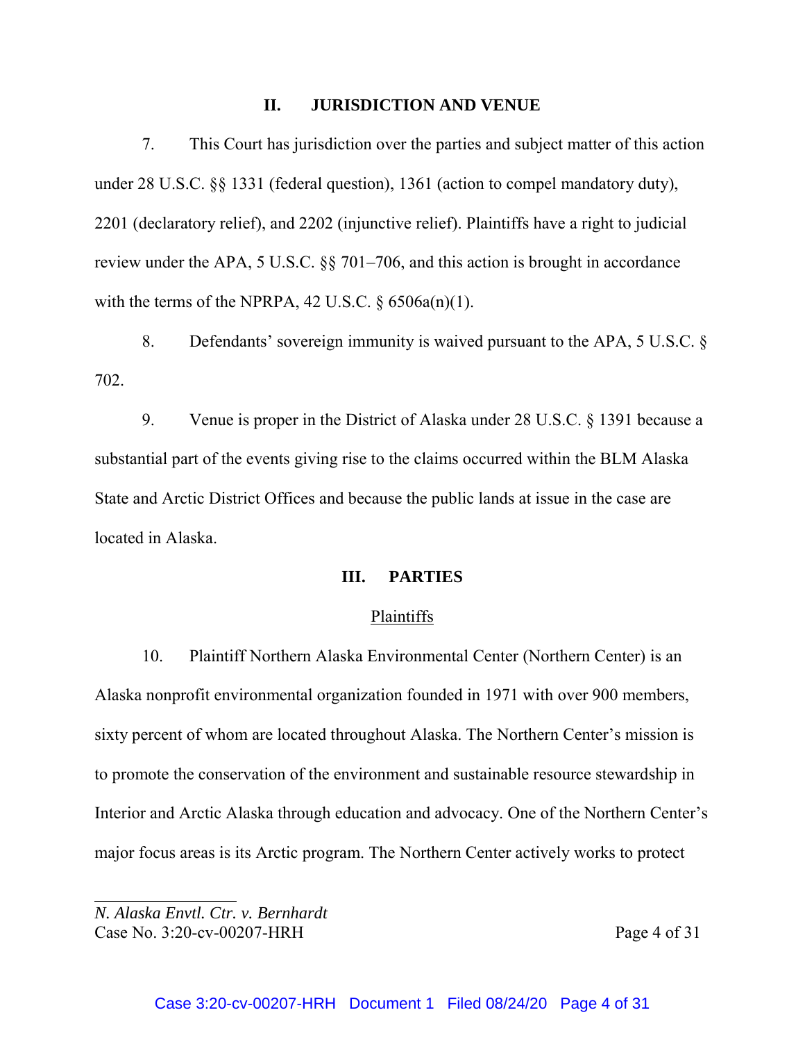## II. JURISDICTION AND VENUE

7. This Court has jurisdiction over the parties and subject matter of this action under 28 U.S.C. §§ 1331 (federal question), 1361 (action to compel mandatory duty), 2201 (declaratory relief), and 2202 (injunctive relief). Plaintiffs have a right to judicial review under the APA, 5 U.S.C. §§ 701–706, and this action is brought in accordance with the terms of the NPRPA, 42 U.S.C. § 6506a(n)(1).

8. Defendants' sovereign immunity is waived pursuant to the APA, 5 U.S.C. § 702.

9. Venue is proper in the District of Alaska under 28 U.S.C. § 1391 because a substantial part of the events giving rise to the claims occurred within the BLM Alaska State and Arctic District Offices and because the public lands at issue in the case are located in Alaska.

## III. PARTIES

### Plaintiffs

10. Plaintiff Northern Alaska Environmental Center (Northern Center) is an Alaska nonprofit environmental organization founded in 1971 with over 900 members, sixty percent of whom are located throughout Alaska. The Northern Center's mission is to promote the conservation of the environment and sustainable resource stewardship in Interior and Arctic Alaska through education and advocacy. One of the Northern Center's major focus areas is its Arctic program. The Northern Center actively works to protect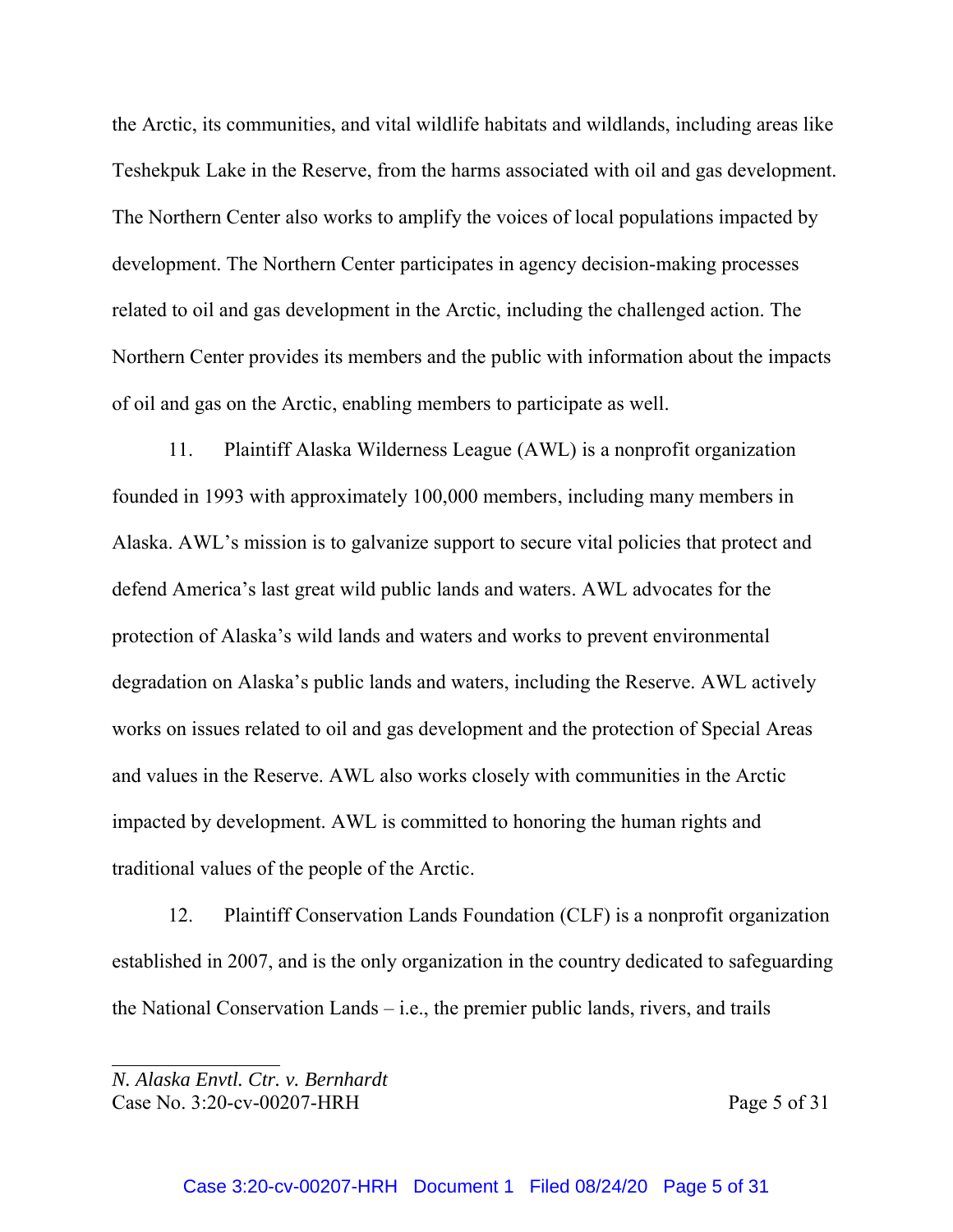the Arctic, its communities, and vital wildlife habitats and wildlands, including areas like Teshekpuk Lake in the Reserve, from the harms associated with oil and gas development. The Northern Center also works to amplify the voices of local populations impacted by development. The Northern Center participates in agency decision-making processes related to oil and gas development in the Arctic, including the challenged action. The Northern Center provides its members and the public with information about the impacts of oil and gas on the Arctic, enabling members to participate as well.

11. Plaintiff Alaska Wilderness League (AWL) is a nonprofit organization founded in 1993 with approximately 100,000 members, including many members in Alaska. AWL's mission is to galvanize support to secure vital policies that protect and defend America's last great wild public lands and waters. AWL advocates for the protection of Alaska's wild lands and waters and works to prevent environmental degradation on Alaska's public lands and waters, including the Reserve. AWL actively works on issues related to oil and gas development and the protection of Special Areas and values in the Reserve. AWL also works closely with communities in the Arctic impacted by development. AWL is committed to honoring the human rights and traditional values of the people of the Arctic.

12. Plaintiff Conservation Lands Foundation (CLF) is a nonprofit organization established in 2007, and is the only organization in the country dedicated to safeguarding the National Conservation Lands – i.e., the premier public lands, rivers, and trails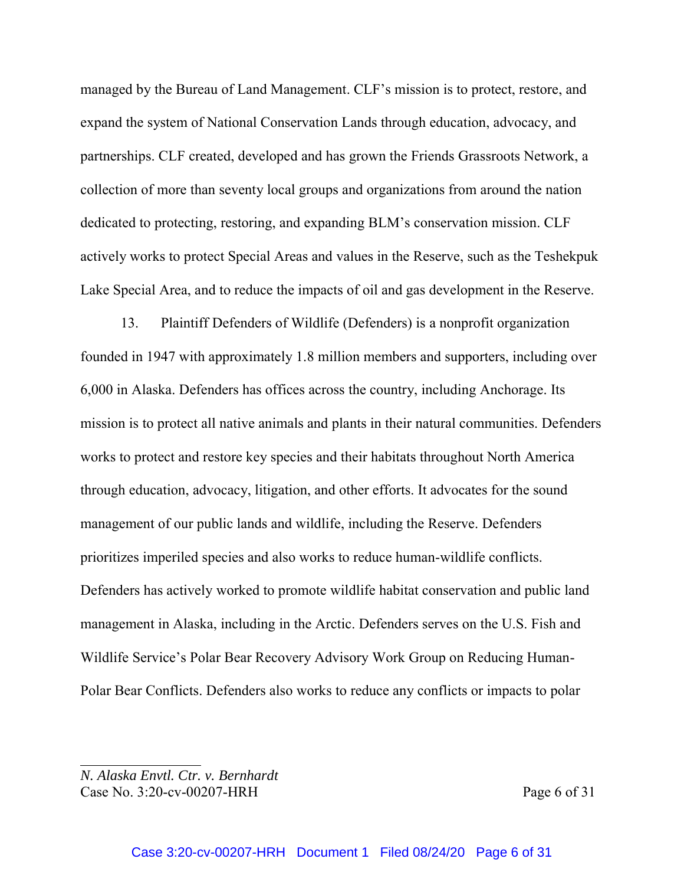managed by the Bureau of Land Management. CLF's mission is to protect, restore, and expand the system of National Conservation Lands through education, advocacy, and partnerships. CLF created, developed and has grown the Friends Grassroots Network, a collection of more than seventy local groups and organizations from around the nation dedicated to protecting, restoring, and expanding BLM's conservation mission. CLF actively works to protect Special Areas and values in the Reserve, such as the Teshekpuk Lake Special Area, and to reduce the impacts of oil and gas development in the Reserve.

13. Plaintiff Defenders of Wildlife (Defenders) is a nonprofit organization founded in 1947 with approximately 1.8 million members and supporters, including over 6,000 in Alaska. Defenders has offices across the country, including Anchorage. Its mission is to protect all native animals and plants in their natural communities. Defenders works to protect and restore key species and their habitats throughout North America through education, advocacy, litigation, and other efforts. It advocates for the sound management of our public lands and wildlife, including the Reserve. Defenders prioritizes imperiled species and also works to reduce human-wildlife conflicts. Defenders has actively worked to promote wildlife habitat conservation and public land management in Alaska, including in the Arctic. Defenders serves on the U.S. Fish and Wildlife Service's Polar Bear Recovery Advisory Work Group on Reducing Human-Polar Bear Conflicts. Defenders also works to reduce any conflicts or impacts to polar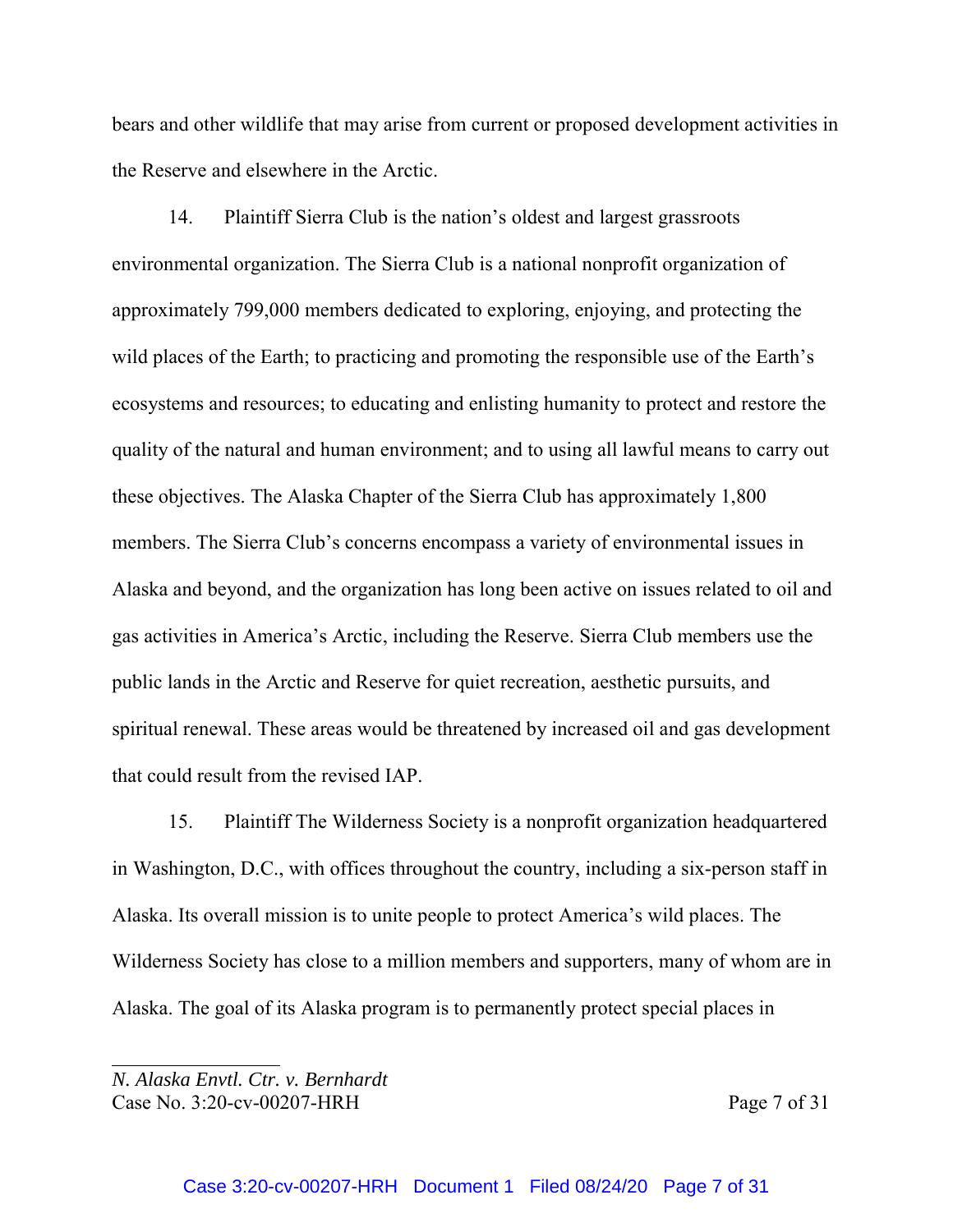bears and other wildlife that may arise from current or proposed development activities in the Reserve and elsewhere in the Arctic.

14. Plaintiff Sierra Club is the nation's oldest and largest grassroots environmental organization. The Sierra Club is a national nonprofit organization of approximately 799,000 members dedicated to exploring, enjoying, and protecting the wild places of the Earth; to practicing and promoting the responsible use of the Earth's ecosystems and resources; to educating and enlisting humanity to protect and restore the quality of the natural and human environment; and to using all lawful means to carry out these objectives. The Alaska Chapter of the Sierra Club has approximately 1,800 members. The Sierra Club's concerns encompass a variety of environmental issues in Alaska and beyond, and the organization has long been active on issues related to oil and gas activities in America's Arctic, including the Reserve. Sierra Club members use the public lands in the Arctic and Reserve for quiet recreation, aesthetic pursuits, and spiritual renewal. These areas would be threatened by increased oil and gas development that could result from the revised IAP.

15. Plaintiff The Wilderness Society is a nonprofit organization headquartered in Washington, D.C., with offices throughout the country, including a six-person staff in Alaska. Its overall mission is to unite people to protect America's wild places. The Wilderness Society has close to a million members and supporters, many of whom are in Alaska. The goal of its Alaska program is to permanently protect special places in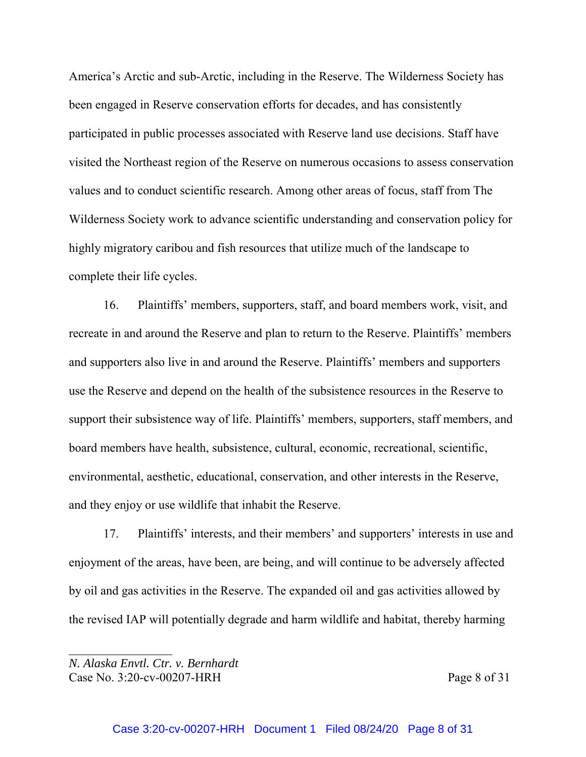America's Arctic and sub-Arctic, including in the Reserve. The Wilderness Society has been engaged in Reserve conservation efforts for decades, and has consistently participated in public processes associated with Reserve land use decisions. Staff have visited the Northeast region of the Reserve on numerous occasions to assess conservation values and to conduct scientific research. Among other areas of focus, staff from The Wilderness Society work to advance scientific understanding and conservation policy for highly migratory caribou and fish resources that utilize much of the landscape to complete their life cycles.

16. Plaintiffs' members, supporters, staff, and board members work, visit, and recreate in and around the Reserve and plan to return to the Reserve. Plaintiffs' members and supporters also live in and around the Reserve. Plaintiffs' members and supporters use the Reserve and depend on the health of the subsistence resources in the Reserve to support their subsistence way of life. Plaintiffs' members, supporters, staff members, and board members have health, subsistence, cultural, economic, recreational, scientific, environmental, aesthetic, educational, conservation, and other interests in the Reserve, and they enjoy or use wildlife that inhabit the Reserve.

17. Plaintiffs' interests, and their members' and supporters' interests in use and enjoyment of the areas, have been, are being, and will continue to be adversely affected by oil and gas activities in the Reserve. The expanded oil and gas activities allowed by the revised IAP will potentially degrade and harm wildlife and habitat, thereby harming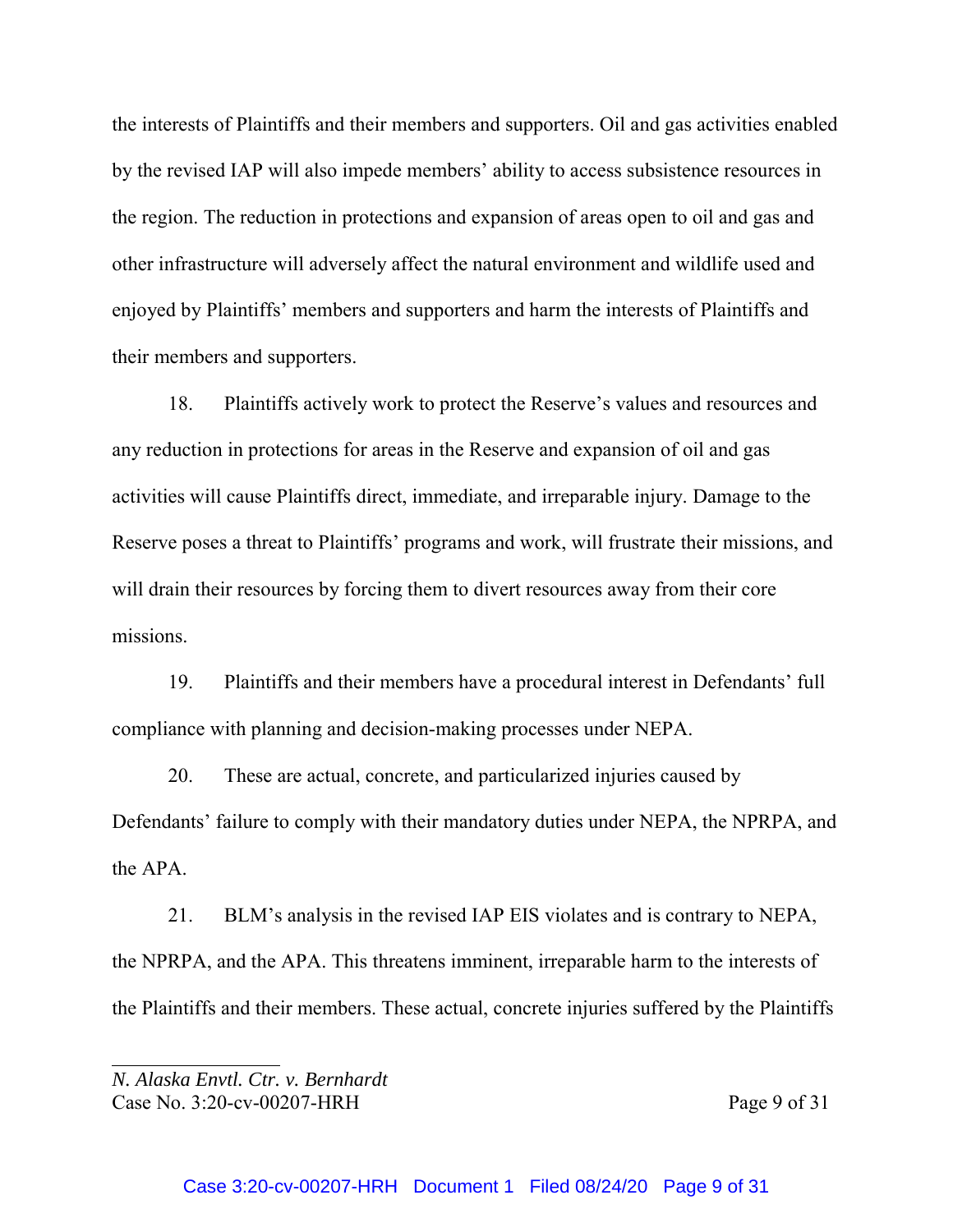the interests of Plaintiffs and their members and supporters. Oil and gas activities enabled by the revised IAP will also impede members' ability to access subsistence resources in the region. The reduction in protections and expansion of areas open to oil and gas and other infrastructure will adversely affect the natural environment and wildlife used and enjoyed by Plaintiffs' members and supporters and harm the interests of Plaintiffs and their members and supporters.

18. Plaintiffs actively work to protect the Reserve's values and resources and any reduction in protections for areas in the Reserve and expansion of oil and gas activities will cause Plaintiffs direct, immediate, and irreparable injury. Damage to the Reserve poses a threat to Plaintiffs' programs and work, will frustrate their missions, and will drain their resources by forcing them to divert resources away from their core missions.

19. Plaintiffs and their members have a procedural interest in Defendants' full compliance with planning and decision-making processes under NEPA.

20. These are actual, concrete, and particularized injuries caused by Defendants' failure to comply with their mandatory duties under NEPA, the NPRPA, and the APA.

21. BLM's analysis in the revised IAP EIS violates and is contrary to NEPA, the NPRPA, and the APA. This threatens imminent, irreparable harm to the interests of the Plaintiffs and their members. These actual, concrete injuries suffered by the Plaintiffs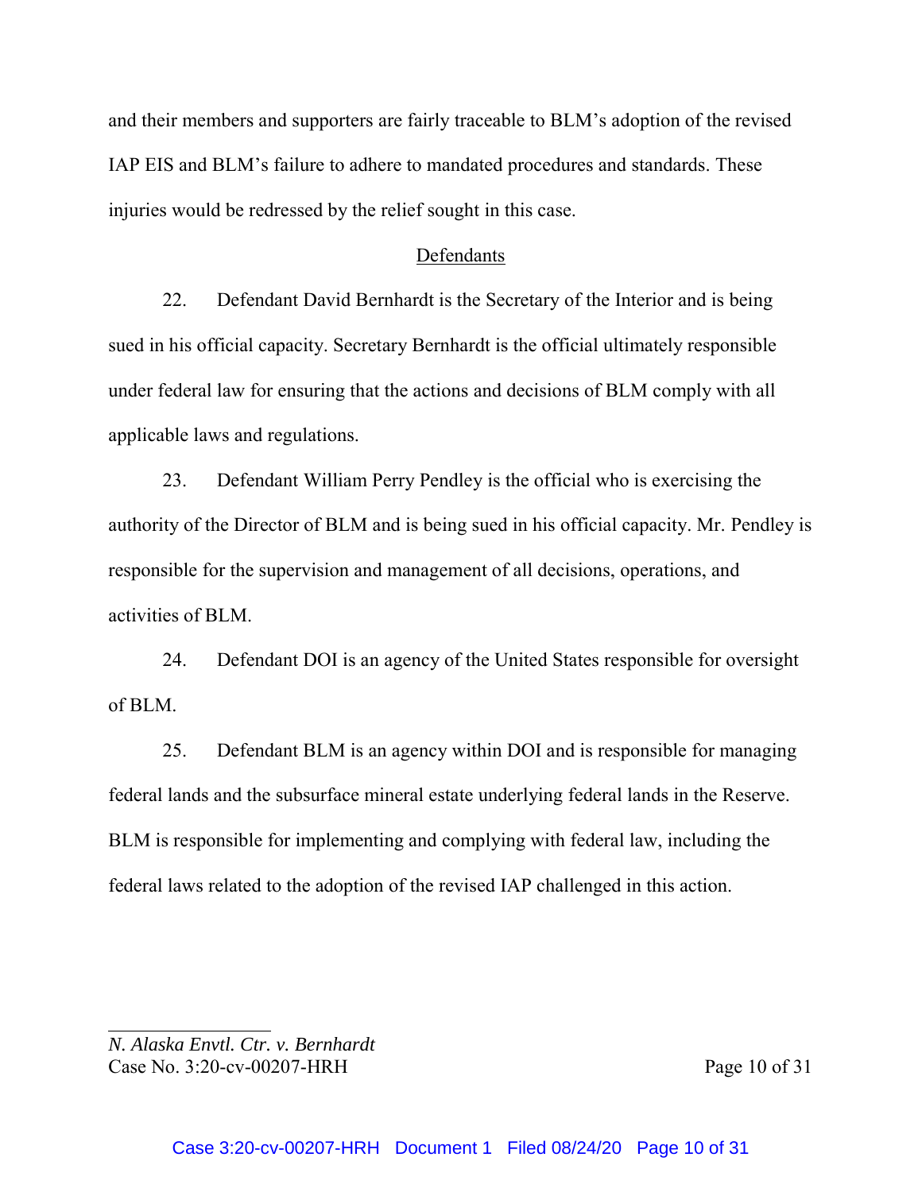and their members and supporters are fairly traceable to BLM's adoption of the revised IAP EIS and BLM's failure to adhere to mandated procedures and standards. These injuries would be redressed by the relief sought in this case.

## Defendants

22. Defendant David Bernhardt is the Secretary of the Interior and is being sued in his official capacity. Secretary Bernhardt is the official ultimately responsible under federal law for ensuring that the actions and decisions of BLM comply with all applicable laws and regulations.

23. Defendant William Perry Pendley is the official who is exercising the authority of the Director of BLM and is being sued in his official capacity. Mr. Pendley is responsible for the supervision and management of all decisions, operations, and activities of BLM.

24. Defendant DOI is an agency of the United States responsible for oversight of BLM.

25. Defendant BLM is an agency within DOI and is responsible for managing federal lands and the subsurface mineral estate underlying federal lands in the Reserve. BLM is responsible for implementing and complying with federal law, including the federal laws related to the adoption of the revised IAP challenged in this action.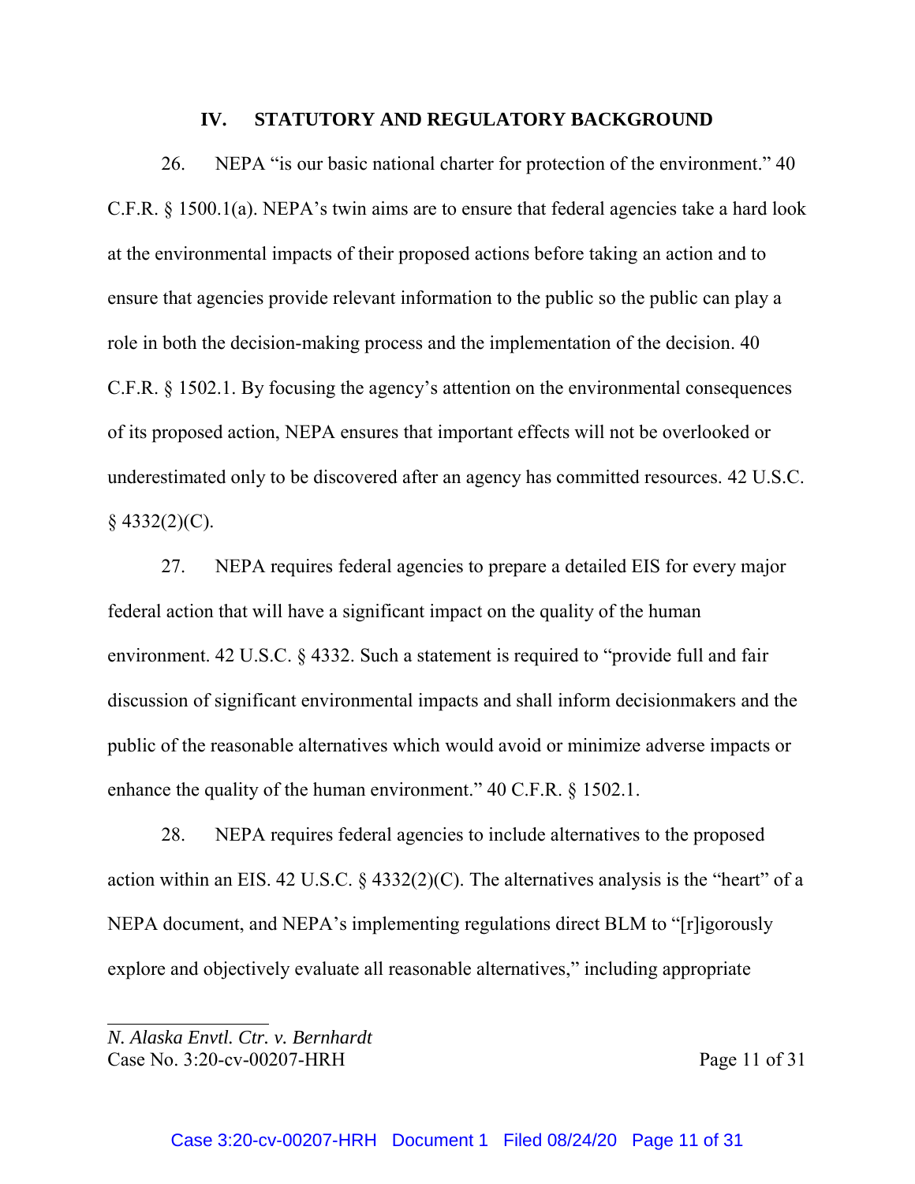## IV. STATUTORY AND REGULATORY BACKGROUND

26. NEPA "is our basic national charter for protection of the environment." 40 C.F.R. § 1500.1(a). NEPA's twin aims are to ensure that federal agencies take a hard look at the environmental impacts of their proposed actions before taking an action and to ensure that agencies provide relevant information to the public so the public can play a role in both the decision-making process and the implementation of the decision. 40 C.F.R. § 1502.1. By focusing the agency's attention on the environmental consequences of its proposed action, NEPA ensures that important effects will not be overlooked or underestimated only to be discovered after an agency has committed resources. 42 U.S.C. § 4332(2)(C).

27. NEPA requires federal agencies to prepare a detailed EIS for every major federal action that will have a significant impact on the quality of the human environment. 42 U.S.C. § 4332. Such a statement is required to "provide full and fair discussion of significant environmental impacts and shall inform decisionmakers and the public of the reasonable alternatives which would avoid or minimize adverse impacts or enhance the quality of the human environment." 40 C.F.R. § 1502.1.

28. NEPA requires federal agencies to include alternatives to the proposed action within an EIS. 42 U.S.C. § 4332(2)(C). The alternatives analysis is the "heart" of a NEPA document, and NEPA's implementing regulations direct BLM to "[r]igorously explore and objectively evaluate all reasonable alternatives," including appropriate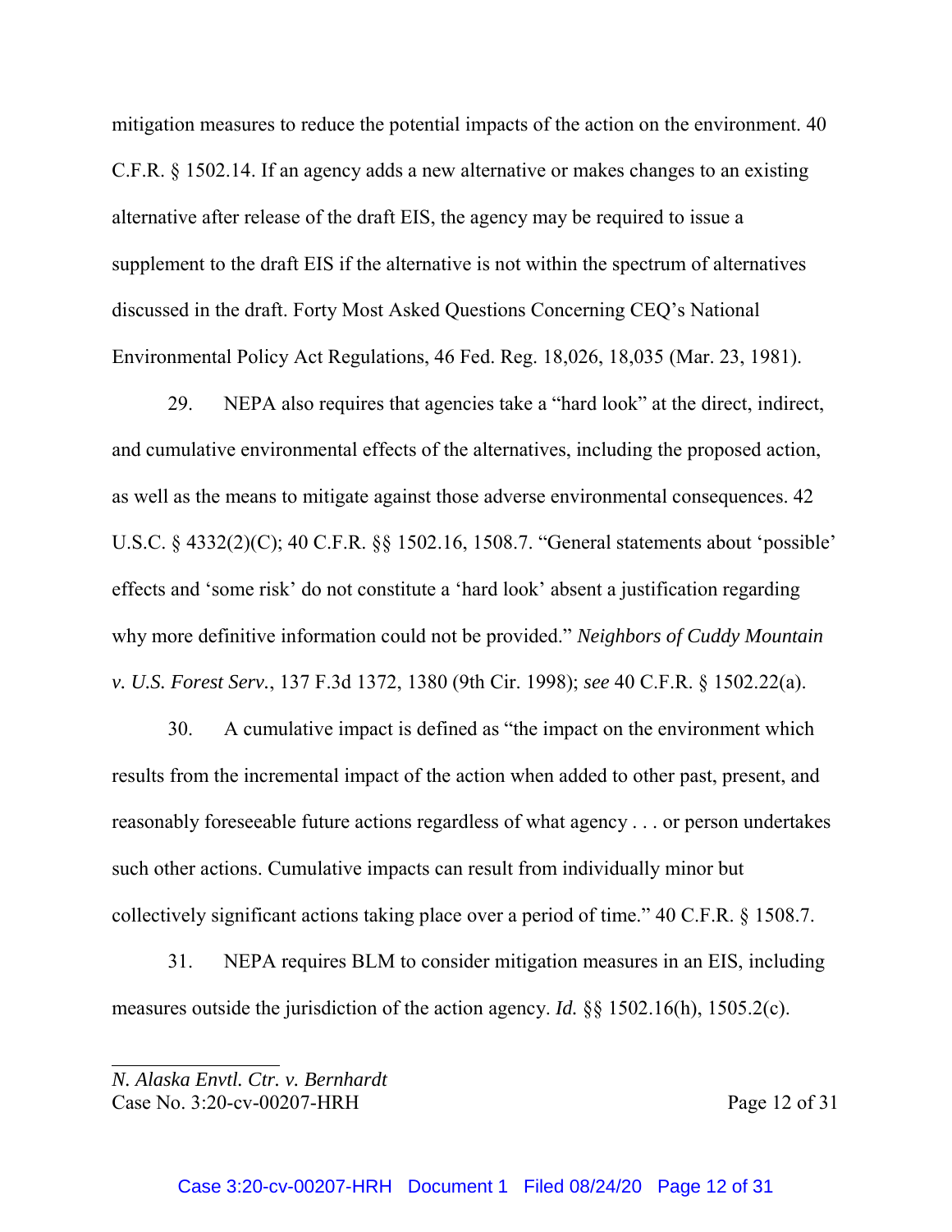mitigation measures to reduce the potential impacts of the action on the environment. 40 C.F.R. § 1502.14. If an agency adds a new alternative or makes changes to an existing alternative after release of the draft EIS, the agency may be required to issue a supplement to the draft EIS if the alternative is not within the spectrum of alternatives discussed in the draft. Forty Most Asked Questions Concerning CEQ's National Environmental Policy Act Regulations, 46 Fed. Reg. 18,026, 18,035 (Mar. 23, 1981).

29. NEPA also requires that agencies take a "hard look" at the direct, indirect, and cumulative environmental effects of the alternatives, including the proposed action, as well as the means to mitigate against those adverse environmental consequences. 42 U.S.C. § 4332(2)(C); 40 C.F.R. §§ 1502.16, 1508.7. "General statements about 'possible' effects and 'some risk' do not constitute a 'hard look' absent a justification regarding why more definitive information could not be provided." *Neighbors of Cuddy Mountain v. U.S. Forest Serv.*, 137 F.3d 1372, 1380 (9th Cir. 1998); *see* 40 C.F.R. § 1502.22(a).

30. A cumulative impact is defined as "the impact on the environment which results from the incremental impact of the action when added to other past, present, and reasonably foreseeable future actions regardless of what agency . . . or person undertakes such other actions. Cumulative impacts can result from individually minor but collectively significant actions taking place over a period of time." 40 C.F.R. § 1508.7.

31. NEPA requires BLM to consider mitigation measures in an EIS, including measures outside the jurisdiction of the action agency. *Id.* §§ 1502.16(h), 1505.2(c).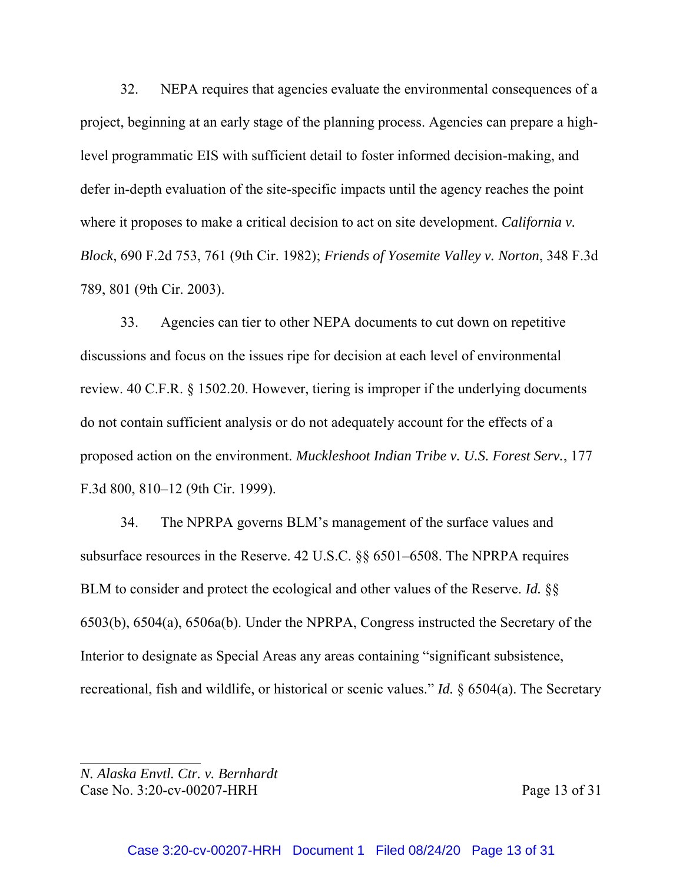32. NEPA requires that agencies evaluate the environmental consequences of a project, beginning at an early stage of the planning process. Agencies can prepare a high-level programmatic EIS with sufficient detail to foster informed decision-making, and defer in-depth evaluation of the site-specific impacts until the agency reaches the point where it proposes to make a critical decision to act on site development. *California v. Block*, 690 F.2d 753, 761 (9th Cir. 1982); *Friends of Yosemite Valley v. Norton*, 348 F.3d 789, 801 (9th Cir. 2003).

33. Agencies can tier to other NEPA documents to cut down on repetitive discussions and focus on the issues ripe for decision at each level of environmental review. 40 C.F.R. § 1502.20. However, tiering is improper if the underlying documents do not contain sufficient analysis or do not adequately account for the effects of a proposed action on the environment. *Muckleshoot Indian Tribe v. U.S. Forest Serv.*, 177 F.3d 800, 810–12 (9th Cir. 1999).

34. The NPRPA governs BLM's management of the surface values and subsurface resources in the Reserve. 42 U.S.C. §§ 6501–6508. The NPRPA requires BLM to consider and protect the ecological and other values of the Reserve. *Id.* §§ 6503(b), 6504(a), 6506a(b). Under the NPRPA, Congress instructed the Secretary of the Interior to designate as Special Areas any areas containing "significant subsistence, recreational, fish and wildlife, or historical or scenic values." *Id.* § 6504(a). The Secretary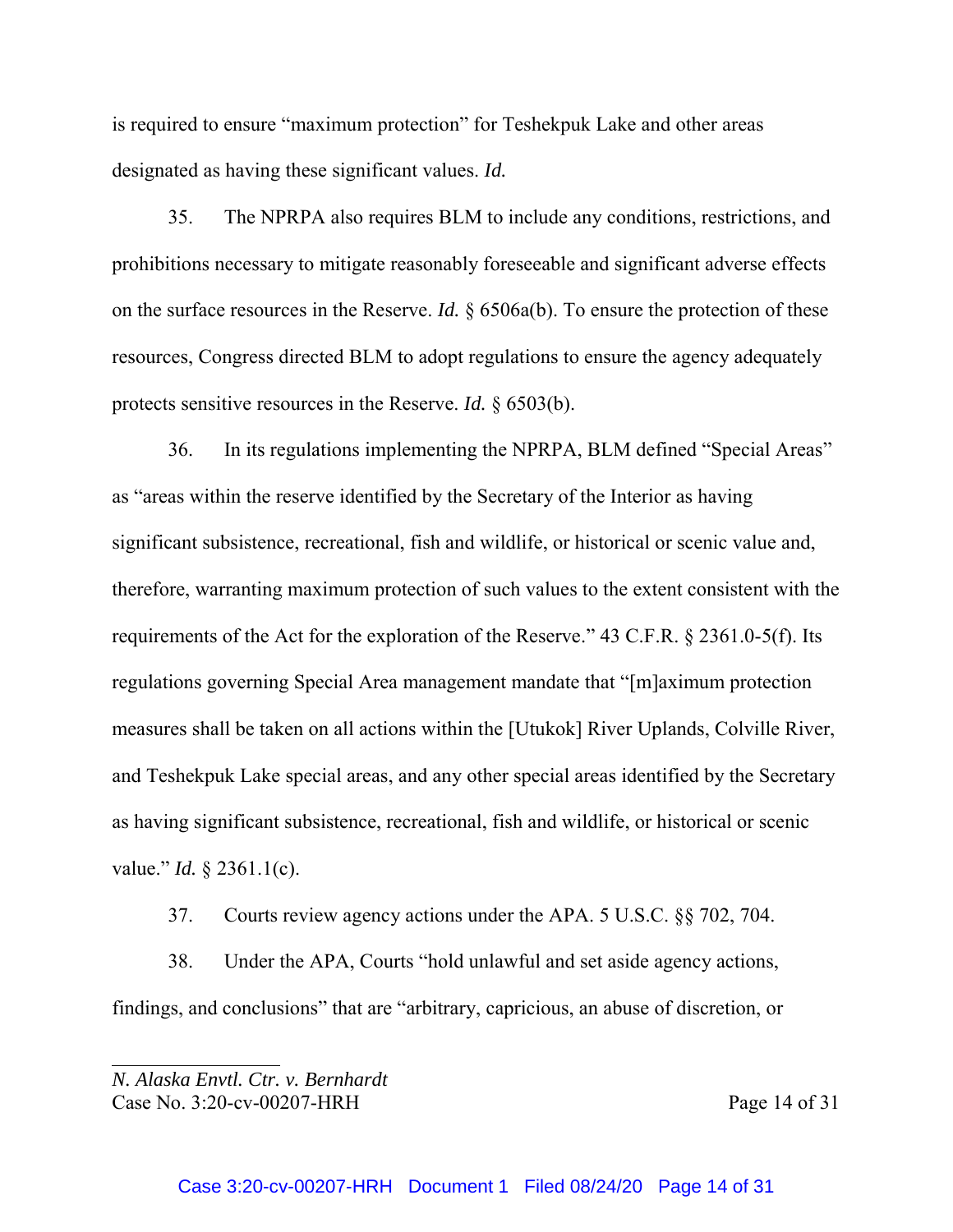is required to ensure "maximum protection" for Teshekpuk Lake and other areas designated as having these significant values. *Id.*

35. The NPRPA also requires BLM to include any conditions, restrictions, and prohibitions necessary to mitigate reasonably foreseeable and significant adverse effects on the surface resources in the Reserve. *Id.* § 6506a(b). To ensure the protection of these resources, Congress directed BLM to adopt regulations to ensure the agency adequately protects sensitive resources in the Reserve. *Id.* § 6503(b).

36. In its regulations implementing the NPRPA, BLM defined "Special Areas" as "areas within the reserve identified by the Secretary of the Interior as having significant subsistence, recreational, fish and wildlife, or historical or scenic value and, therefore, warranting maximum protection of such values to the extent consistent with the requirements of the Act for the exploration of the Reserve." 43 C.F.R. § 2361.0-5(f). Its regulations governing Special Area management mandate that "[m]aximum protection measures shall be taken on all actions within the [Utukok] River Uplands, Colville River, and Teshekpuk Lake special areas, and any other special areas identified by the Secretary as having significant subsistence, recreational, fish and wildlife, or historical or scenic value." *Id.* § 2361.1(c).

37. Courts review agency actions under the APA. 5 U.S.C. §§ 702, 704.

38. Under the APA, Courts "hold unlawful and set aside agency actions, findings, and conclusions" that are "arbitrary, capricious, an abuse of discretion, or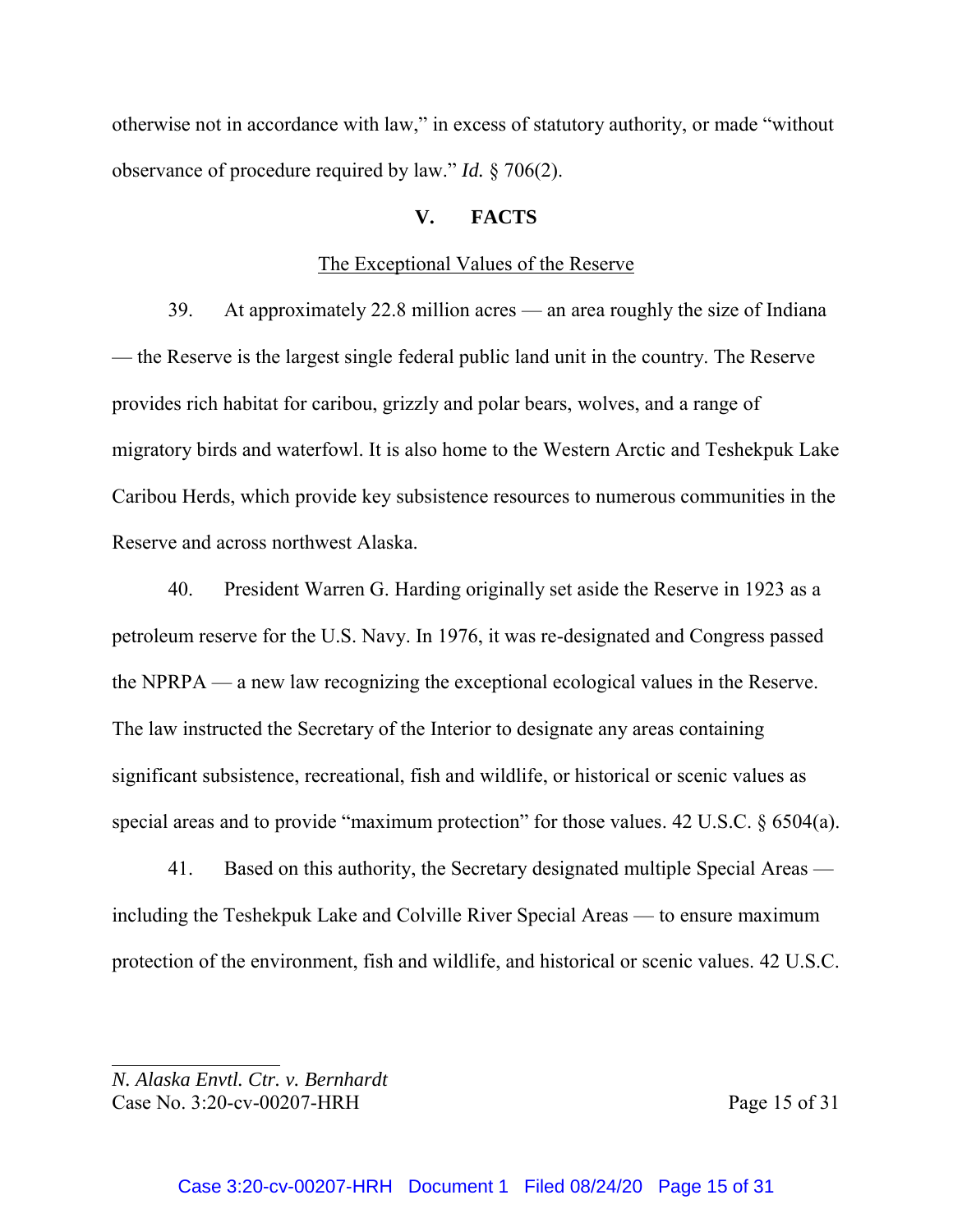otherwise not in accordance with law," in excess of statutory authority, or made "without observance of procedure required by law." *Id.* § 706(2).

## V. FACTS

The Exceptional Values of the Reserve

39. At approximately 22.8 million acres — an area roughly the size of Indiana — the Reserve is the largest single federal public land unit in the country. The Reserve provides rich habitat for caribou, grizzly and polar bears, wolves, and a range of migratory birds and waterfowl. It is also home to the Western Arctic and Teshekpuk Lake Caribou Herds, which provide key subsistence resources to numerous communities in the Reserve and across northwest Alaska.

40. President Warren G. Harding originally set aside the Reserve in 1923 as a petroleum reserve for the U.S. Navy. In 1976, it was re-designated and Congress passed the NPRPA — a new law recognizing the exceptional ecological values in the Reserve. The law instructed the Secretary of the Interior to designate any areas containing significant subsistence, recreational, fish and wildlife, or historical or scenic values as special areas and to provide "maximum protection" for those values. 42 U.S.C. § 6504(a).

41. Based on this authority, the Secretary designated multiple Special Areas — including the Teshekpuk Lake and Colville River Special Areas — to ensure maximum protection of the environment, fish and wildlife, and historical or scenic values. 42 U.S.C.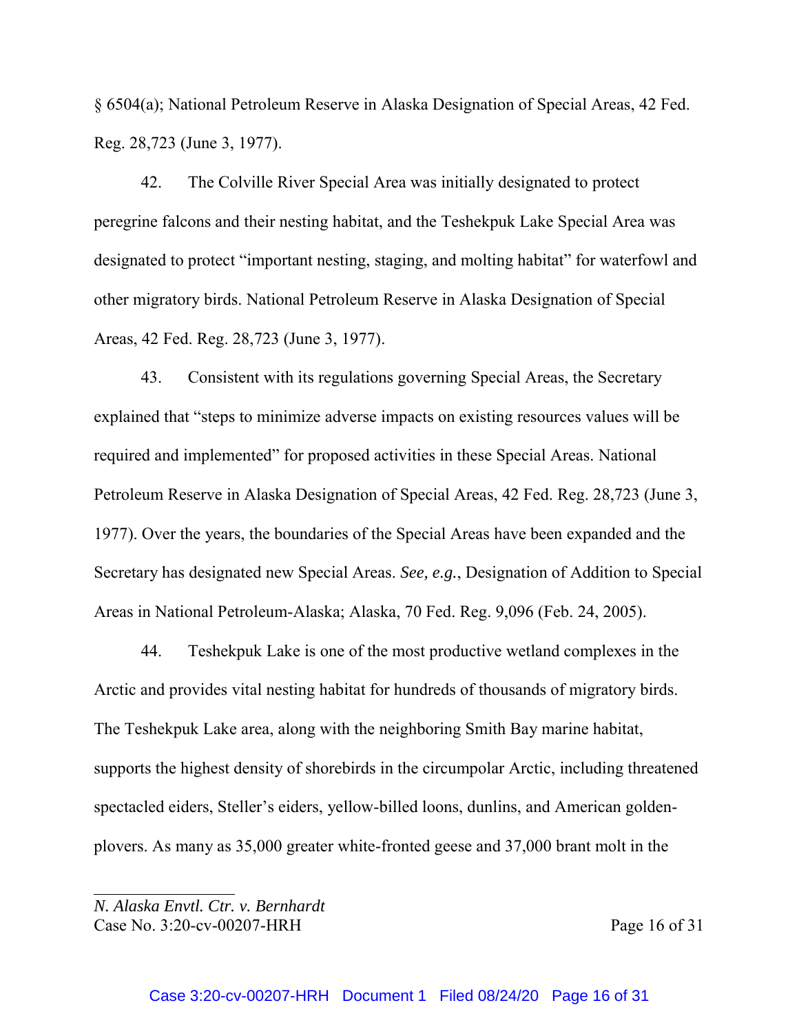§ 6504(a); National Petroleum Reserve in Alaska Designation of Special Areas, 42 Fed. Reg. 28,723 (June 3, 1977).

42. The Colville River Special Area was initially designated to protect peregrine falcons and their nesting habitat, and the Teshekpuk Lake Special Area was designated to protect "important nesting, staging, and molting habitat" for waterfowl and other migratory birds. National Petroleum Reserve in Alaska Designation of Special Areas, 42 Fed. Reg. 28,723 (June 3, 1977).

43. Consistent with its regulations governing Special Areas, the Secretary explained that "steps to minimize adverse impacts on existing resources values will be required and implemented" for proposed activities in these Special Areas. National Petroleum Reserve in Alaska Designation of Special Areas, 42 Fed. Reg. 28,723 (June 3, 1977). Over the years, the boundaries of the Special Areas have been expanded and the Secretary has designated new Special Areas. *See, e.g.*, Designation of Addition to Special Areas in National Petroleum-Alaska; Alaska, 70 Fed. Reg. 9,096 (Feb. 24, 2005).

44. Teshekpuk Lake is one of the most productive wetland complexes in the Arctic and provides vital nesting habitat for hundreds of thousands of migratory birds. The Teshekpuk Lake area, along with the neighboring Smith Bay marine habitat, supports the highest density of shorebirds in the circumpolar Arctic, including threatened spectacled eiders, Steller's eiders, yellow-billed loons, dunlins, and American golden-plovers. As many as 35,000 greater white-fronted geese and 37,000 brant molt in the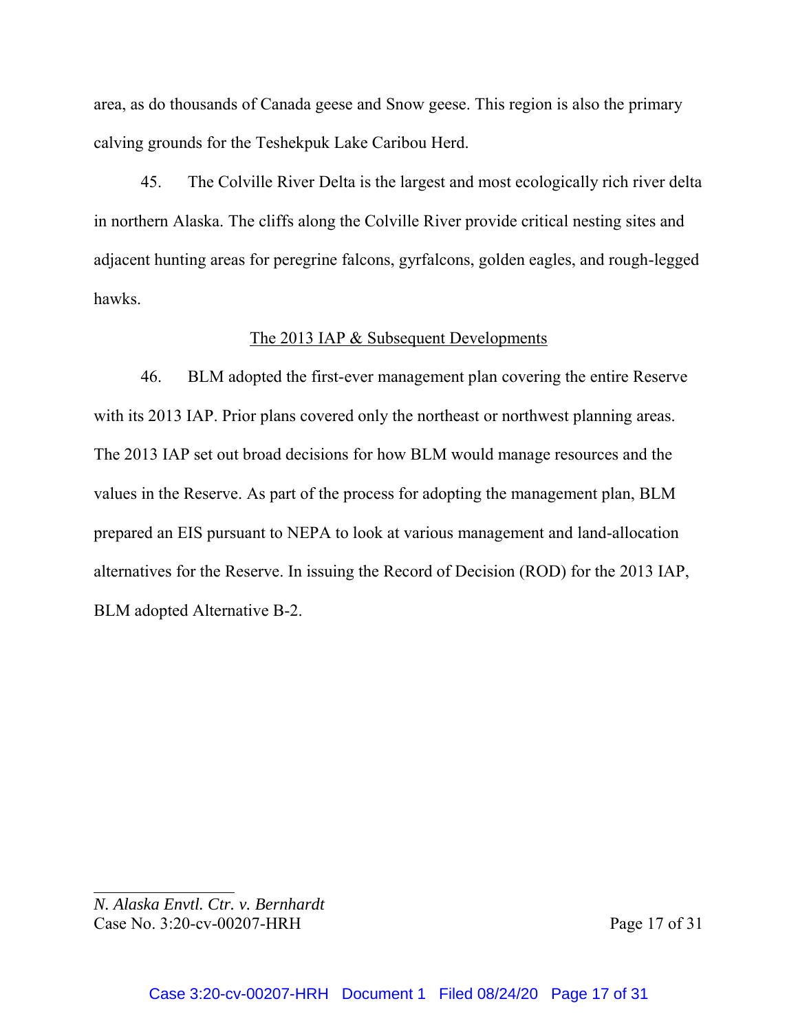area, as do thousands of Canada geese and Snow geese. This region is also the primary calving grounds for the Teshekpuk Lake Caribou Herd.

45. The Colville River Delta is the largest and most ecologically rich river delta in northern Alaska. The cliffs along the Colville River provide critical nesting sites and adjacent hunting areas for peregrine falcons, gyrfalcons, golden eagles, and rough-legged hawks.

## The 2013 IAP & Subsequent Developments

46. BLM adopted the first-ever management plan covering the entire Reserve with its 2013 IAP. Prior plans covered only the northeast or northwest planning areas. The 2013 IAP set out broad decisions for how BLM would manage resources and the values in the Reserve. As part of the process for adopting the management plan, BLM prepared an EIS pursuant to NEPA to look at various management and land-allocation alternatives for the Reserve. In issuing the Record of Decision (ROD) for the 2013 IAP, BLM adopted Alternative B-2.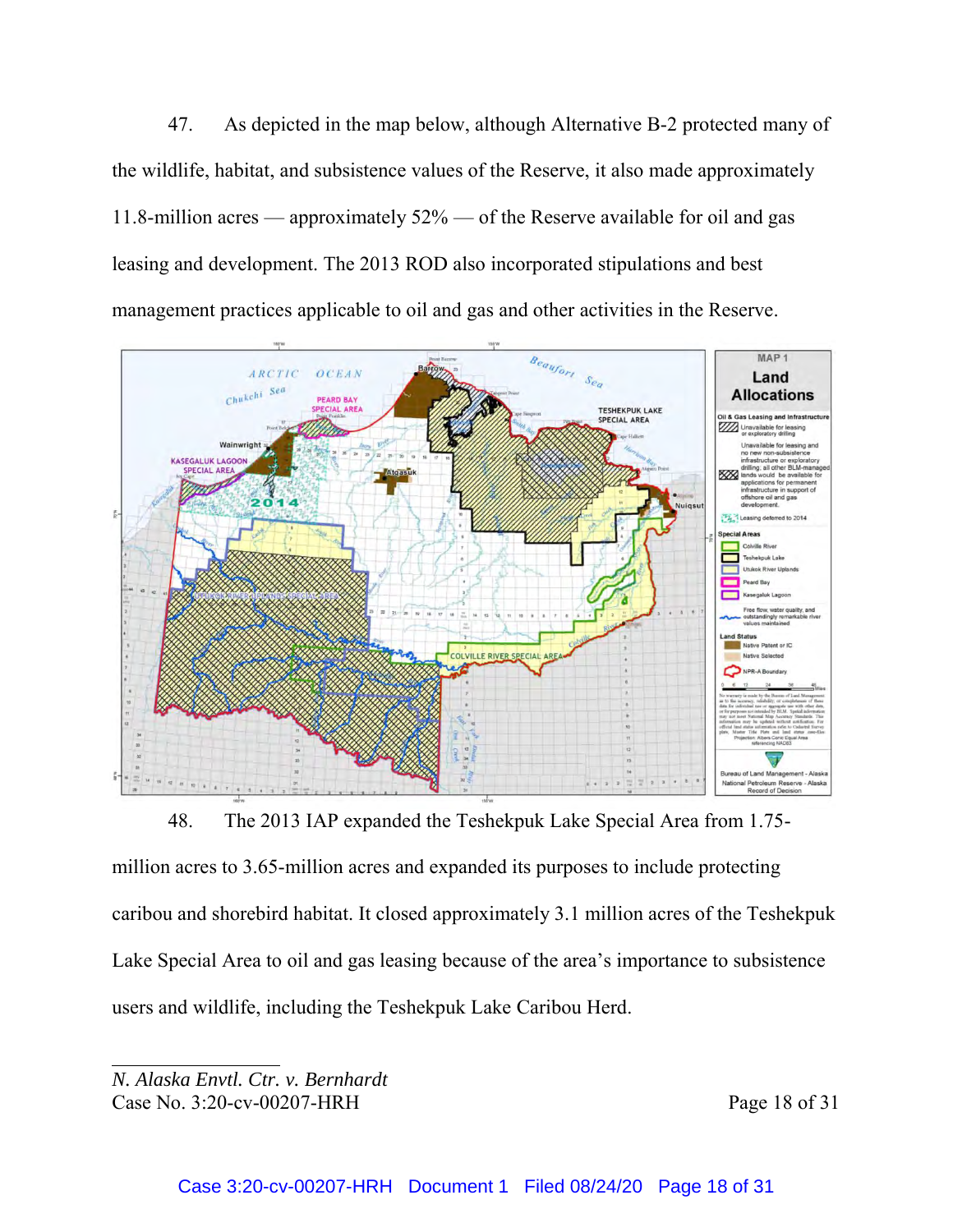47. As depicted in the map below, although Alternative B-2 protected many of the wildlife, habitat, and subsistence values of the Reserve, it also made approximately 11.8-million acres — approximately 52% — of the Reserve available for oil and gas leasing and development. The 2013 ROD also incorporated stipulations and best management practices applicable to oil and gas and other activities in the Reserve.

48. The 2013 IAP expanded the Teshekpuk Lake Special Area from 1.75-million acres to 3.65-million acres and expanded its purposes to include protecting caribou and shorebird habitat. It closed approximately 3.1 million acres of the Teshekpuk Lake Special Area to oil and gas leasing because of the area's importance to subsistence users and wildlife, including the Teshekpuk Lake Caribou Herd.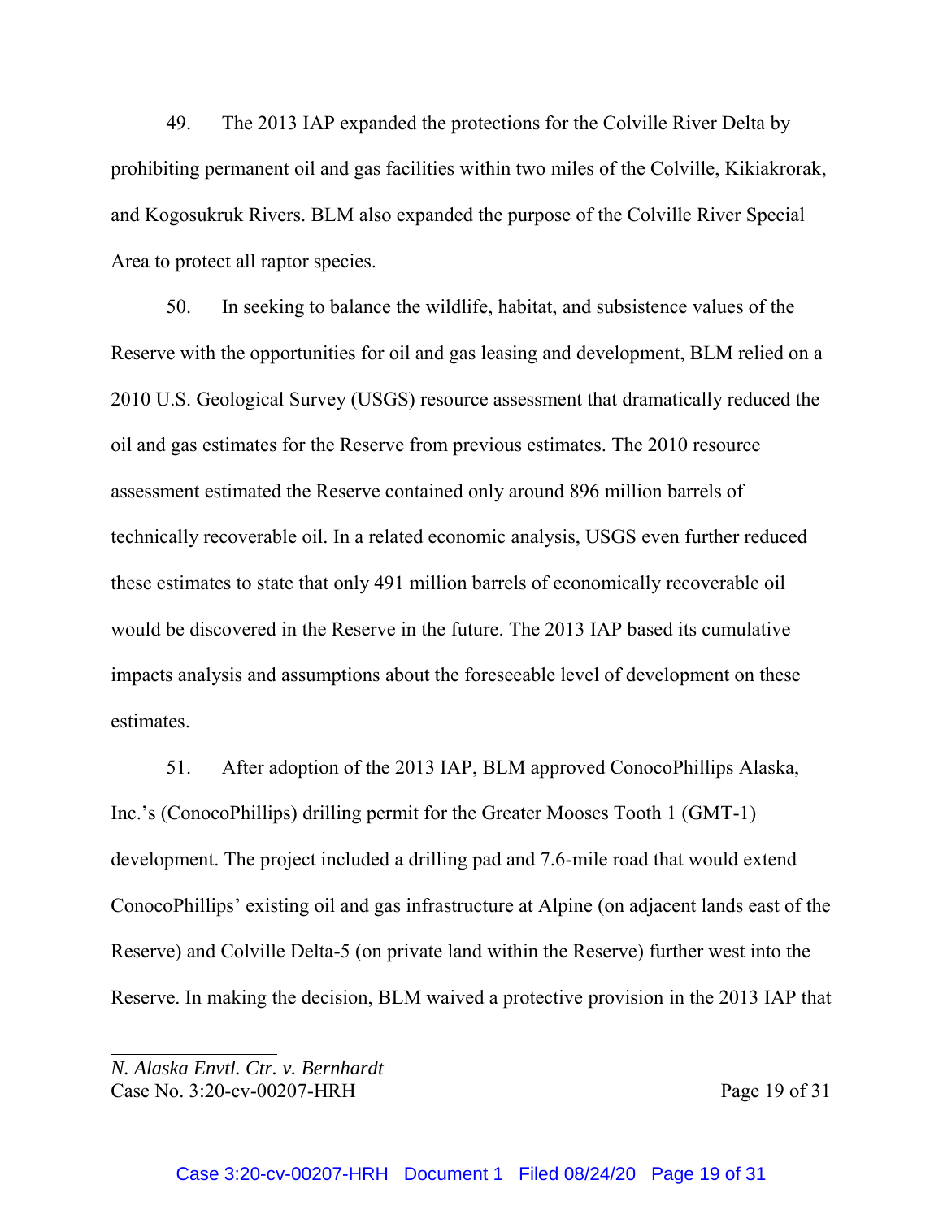49. The 2013 IAP expanded the protections for the Colville River Delta by prohibiting permanent oil and gas facilities within two miles of the Colville, Kikiakrorak, and Kogosukruk Rivers. BLM also expanded the purpose of the Colville River Special Area to protect all raptor species.

50. In seeking to balance the wildlife, habitat, and subsistence values of the Reserve with the opportunities for oil and gas leasing and development, BLM relied on a 2010 U.S. Geological Survey (USGS) resource assessment that dramatically reduced the oil and gas estimates for the Reserve from previous estimates. The 2010 resource assessment estimated the Reserve contained only around 896 million barrels of technically recoverable oil. In a related economic analysis, USGS even further reduced these estimates to state that only 491 million barrels of economically recoverable oil would be discovered in the Reserve in the future. The 2013 IAP based its cumulative impacts analysis and assumptions about the foreseeable level of development on these estimates.

51. After adoption of the 2013 IAP, BLM approved ConocoPhillips Alaska, Inc.'s (ConocoPhillips) drilling permit for the Greater Mooses Tooth 1 (GMT-1) development. The project included a drilling pad and 7.6-mile road that would extend ConocoPhillips' existing oil and gas infrastructure at Alpine (on adjacent lands east of the Reserve) and Colville Delta-5 (on private land within the Reserve) further west into the Reserve. In making the decision, BLM waived a protective provision in the 2013 IAP that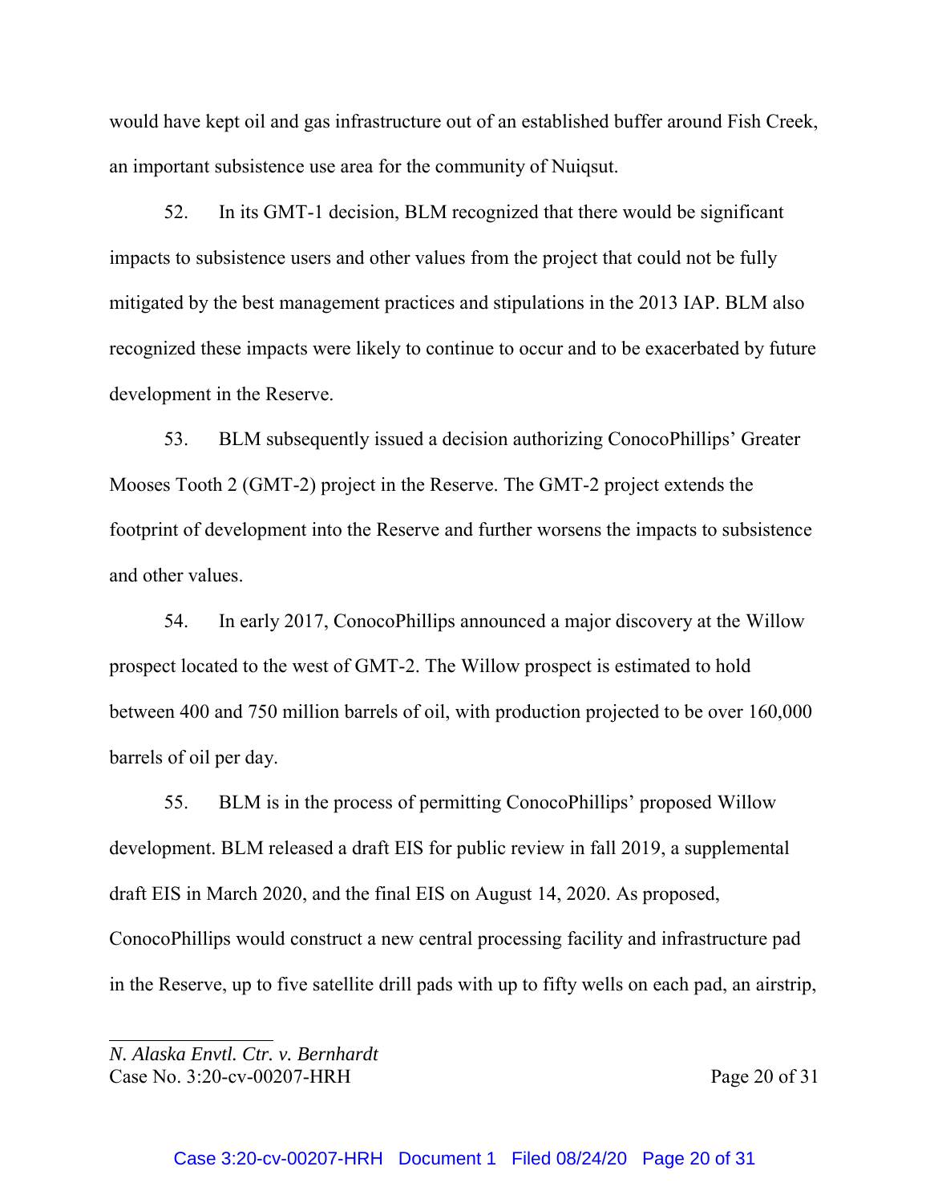would have kept oil and gas infrastructure out of an established buffer around Fish Creek, an important subsistence use area for the community of Nuiqsut.

52. In its GMT-1 decision, BLM recognized that there would be significant impacts to subsistence users and other values from the project that could not be fully mitigated by the best management practices and stipulations in the 2013 IAP. BLM also recognized these impacts were likely to continue to occur and to be exacerbated by future development in the Reserve.

53. BLM subsequently issued a decision authorizing ConocoPhillips' Greater Mooses Tooth 2 (GMT-2) project in the Reserve. The GMT-2 project extends the footprint of development into the Reserve and further worsens the impacts to subsistence and other values.

54. In early 2017, ConocoPhillips announced a major discovery at the Willow prospect located to the west of GMT-2. The Willow prospect is estimated to hold between 400 and 750 million barrels of oil, with production projected to be over 160,000 barrels of oil per day.

55. BLM is in the process of permitting ConocoPhillips' proposed Willow development. BLM released a draft EIS for public review in fall 2019, a supplemental draft EIS in March 2020, and the final EIS on August 14, 2020. As proposed, ConocoPhillips would construct a new central processing facility and infrastructure pad in the Reserve, up to five satellite drill pads with up to fifty wells on each pad, an airstrip,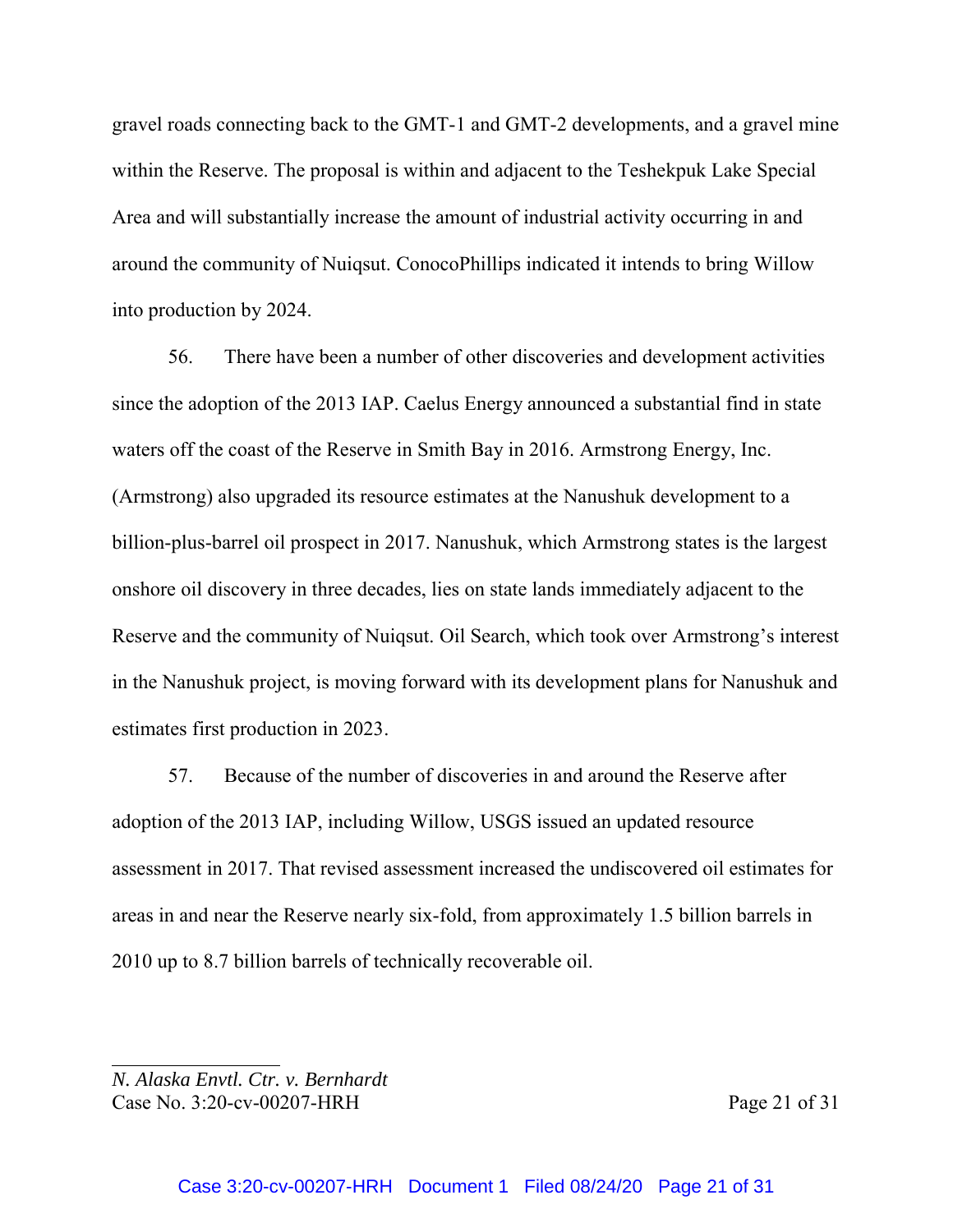gravel roads connecting back to the GMT-1 and GMT-2 developments, and a gravel mine within the Reserve. The proposal is within and adjacent to the Teshekpuk Lake Special Area and will substantially increase the amount of industrial activity occurring in and around the community of Nuiqsut. ConocoPhillips indicated it intends to bring Willow into production by 2024.

56. There have been a number of other discoveries and development activities since the adoption of the 2013 IAP. Caelus Energy announced a substantial find in state waters off the coast of the Reserve in Smith Bay in 2016. Armstrong Energy, Inc. (Armstrong) also upgraded its resource estimates at the Nanushuk development to a billion-plus-barrel oil prospect in 2017. Nanushuk, which Armstrong states is the largest onshore oil discovery in three decades, lies on state lands immediately adjacent to the Reserve and the community of Nuiqsut. Oil Search, which took over Armstrong's interest in the Nanushuk project, is moving forward with its development plans for Nanushuk and estimates first production in 2023.

57. Because of the number of discoveries in and around the Reserve after adoption of the 2013 IAP, including Willow, USGS issued an updated resource assessment in 2017. That revised assessment increased the undiscovered oil estimates for areas in and near the Reserve nearly six-fold, from approximately 1.5 billion barrels in 2010 up to 8.7 billion barrels of technically recoverable oil.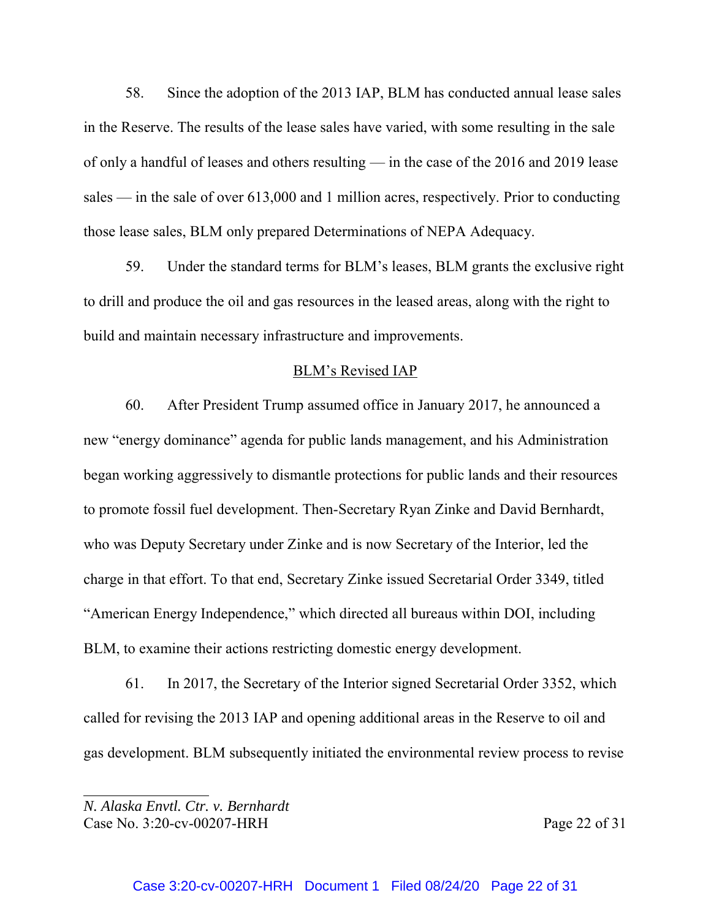58. Since the adoption of the 2013 IAP, BLM has conducted annual lease sales in the Reserve. The results of the lease sales have varied, with some resulting in the sale of only a handful of leases and others resulting — in the case of the 2016 and 2019 lease sales — in the sale of over 613,000 and 1 million acres, respectively. Prior to conducting those lease sales, BLM only prepared Determinations of NEPA Adequacy.

59. Under the standard terms for BLM's leases, BLM grants the exclusive right to drill and produce the oil and gas resources in the leased areas, along with the right to build and maintain necessary infrastructure and improvements.

## BLM's Revised IAP

60. After President Trump assumed office in January 2017, he announced a new "energy dominance" agenda for public lands management, and his Administration began working aggressively to dismantle protections for public lands and their resources to promote fossil fuel development. Then-Secretary Ryan Zinke and David Bernhardt, who was Deputy Secretary under Zinke and is now Secretary of the Interior, led the charge in that effort. To that end, Secretary Zinke issued Secretarial Order 3349, titled "American Energy Independence," which directed all bureaus within DOI, including BLM, to examine their actions restricting domestic energy development.

61. In 2017, the Secretary of the Interior signed Secretarial Order 3352, which called for revising the 2013 IAP and opening additional areas in the Reserve to oil and gas development. BLM subsequently initiated the environmental review process to revise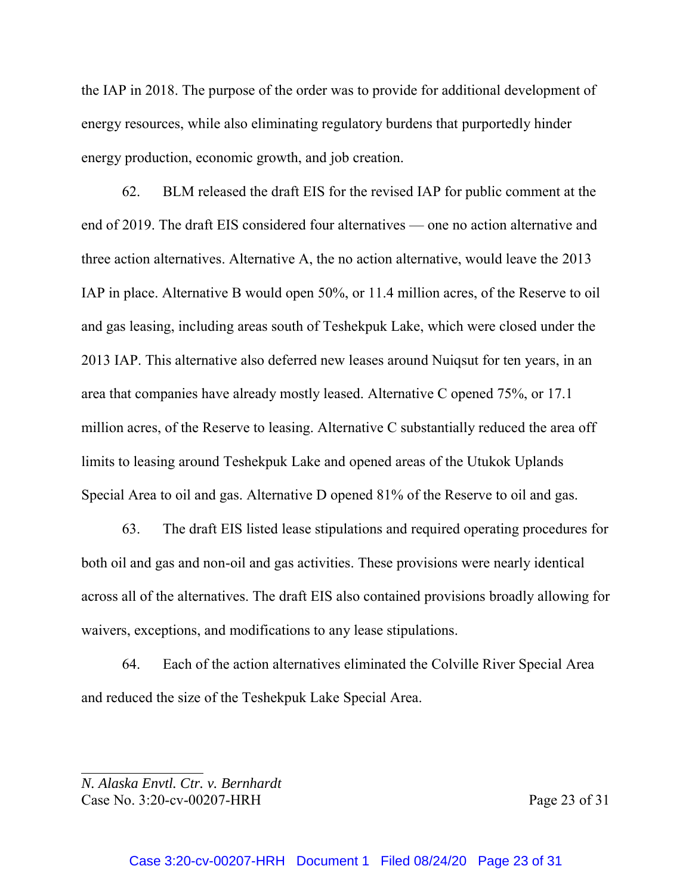the IAP in 2018. The purpose of the order was to provide for additional development of energy resources, while also eliminating regulatory burdens that purportedly hinder energy production, economic growth, and job creation.

62. BLM released the draft EIS for the revised IAP for public comment at the end of 2019. The draft EIS considered four alternatives — one no action alternative and three action alternatives. Alternative A, the no action alternative, would leave the 2013 IAP in place. Alternative B would open 50%, or 11.4 million acres, of the Reserve to oil and gas leasing, including areas south of Teshekpuk Lake, which were closed under the 2013 IAP. This alternative also deferred new leases around Nuiqsut for ten years, in an area that companies have already mostly leased. Alternative C opened 75%, or 17.1 million acres, of the Reserve to leasing. Alternative C substantially reduced the area off limits to leasing around Teshekpuk Lake and opened areas of the Utukok Uplands Special Area to oil and gas. Alternative D opened 81% of the Reserve to oil and gas.

63. The draft EIS listed lease stipulations and required operating procedures for both oil and gas and non-oil and gas activities. These provisions were nearly identical across all of the alternatives. The draft EIS also contained provisions broadly allowing for waivers, exceptions, and modifications to any lease stipulations.

64. Each of the action alternatives eliminated the Colville River Special Area and reduced the size of the Teshekpuk Lake Special Area.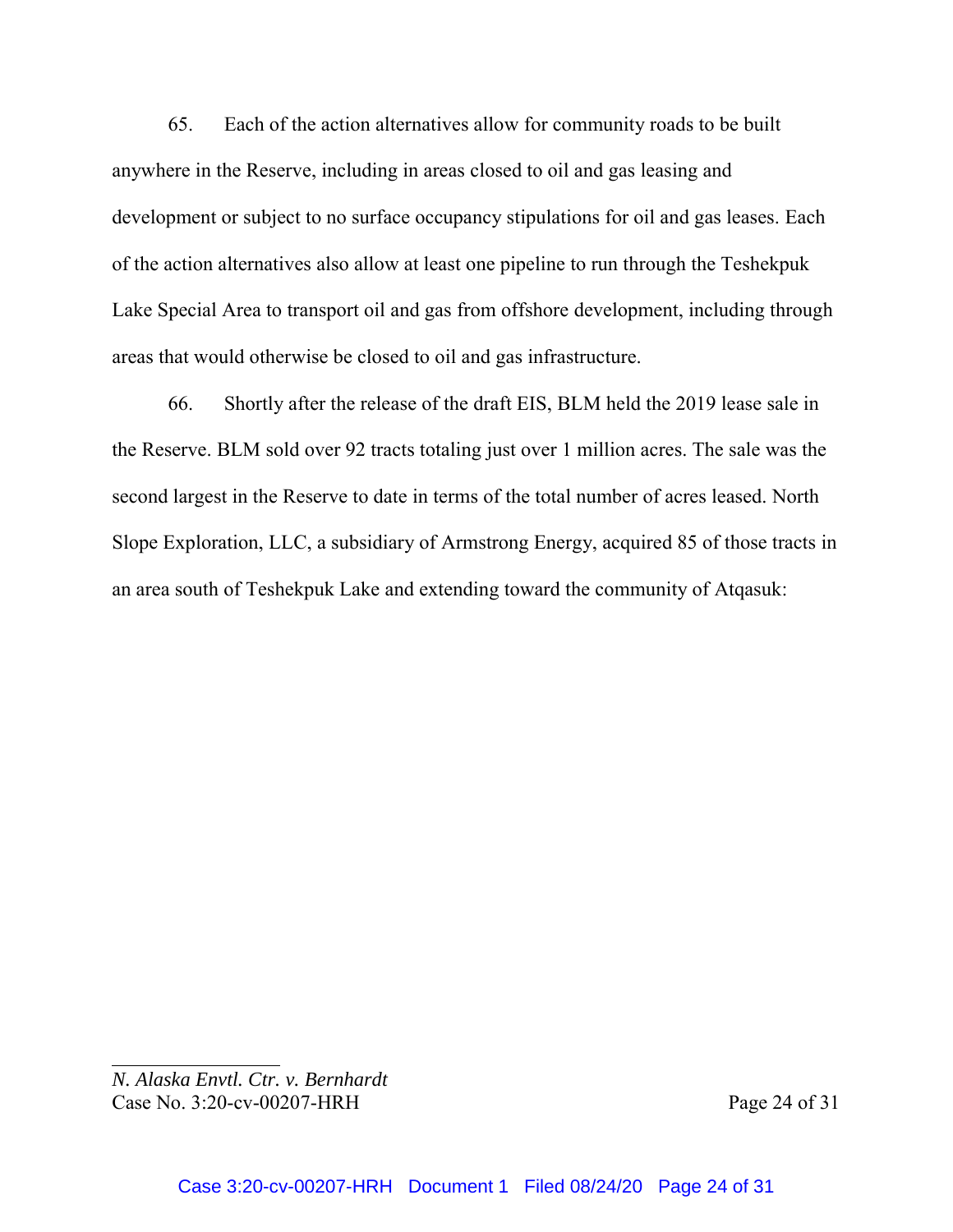65. Each of the action alternatives allow for community roads to be built anywhere in the Reserve, including in areas closed to oil and gas leasing and development or subject to no surface occupancy stipulations for oil and gas leases. Each of the action alternatives also allow at least one pipeline to run through the Teshekpuk Lake Special Area to transport oil and gas from offshore development, including through areas that would otherwise be closed to oil and gas infrastructure.

66. Shortly after the release of the draft EIS, BLM held the 2019 lease sale in the Reserve. BLM sold over 92 tracts totaling just over 1 million acres. The sale was the second largest in the Reserve to date in terms of the total number of acres leased. North Slope Exploration, LLC, a subsidiary of Armstrong Energy, acquired 85 of those tracts in an area south of Teshekpuk Lake and extending toward the community of Atqasuk: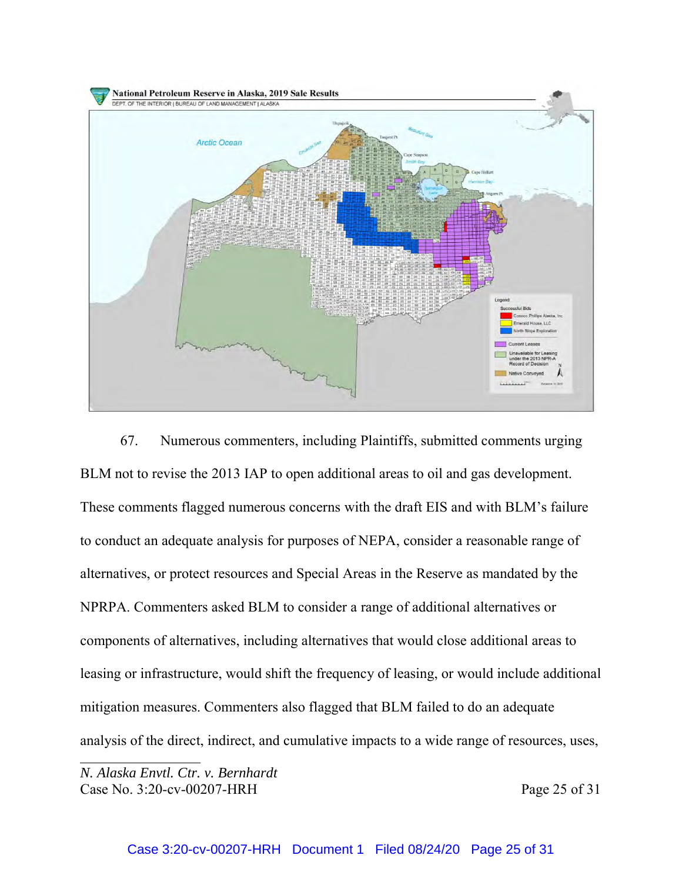67. Numerous commenters, including Plaintiffs, submitted comments urging BLM not to revise the 2013 IAP to open additional areas to oil and gas development. These comments flagged numerous concerns with the draft EIS and with BLM's failure to conduct an adequate analysis for purposes of NEPA, consider a reasonable range of alternatives, or protect resources and Special Areas in the Reserve as mandated by the NPRPA. Commenters asked BLM to consider a range of additional alternatives or components of alternatives, including alternatives that would close additional areas to leasing or infrastructure, would shift the frequency of leasing, or would include additional mitigation measures. Commenters also flagged that BLM failed to do an adequate analysis of the direct, indirect, and cumulative impacts to a wide range of resources, uses,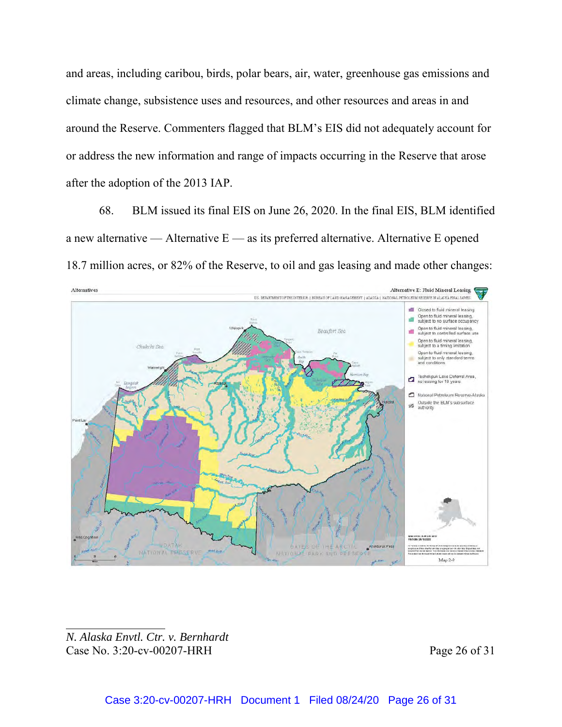and areas, including caribou, birds, polar bears, air, water, greenhouse gas emissions and climate change, subsistence uses and resources, and other resources and areas in and around the Reserve. Commenters flagged that BLM's EIS did not adequately account for or address the new information and range of impacts occurring in the Reserve that arose after the adoption of the 2013 IAP.

68. BLM issued its final EIS on June 26, 2020. In the final EIS, BLM identified a new alternative — Alternative E — as its preferred alternative. Alternative E opened 18.7 million acres, or 82% of the Reserve, to oil and gas leasing and made other changes: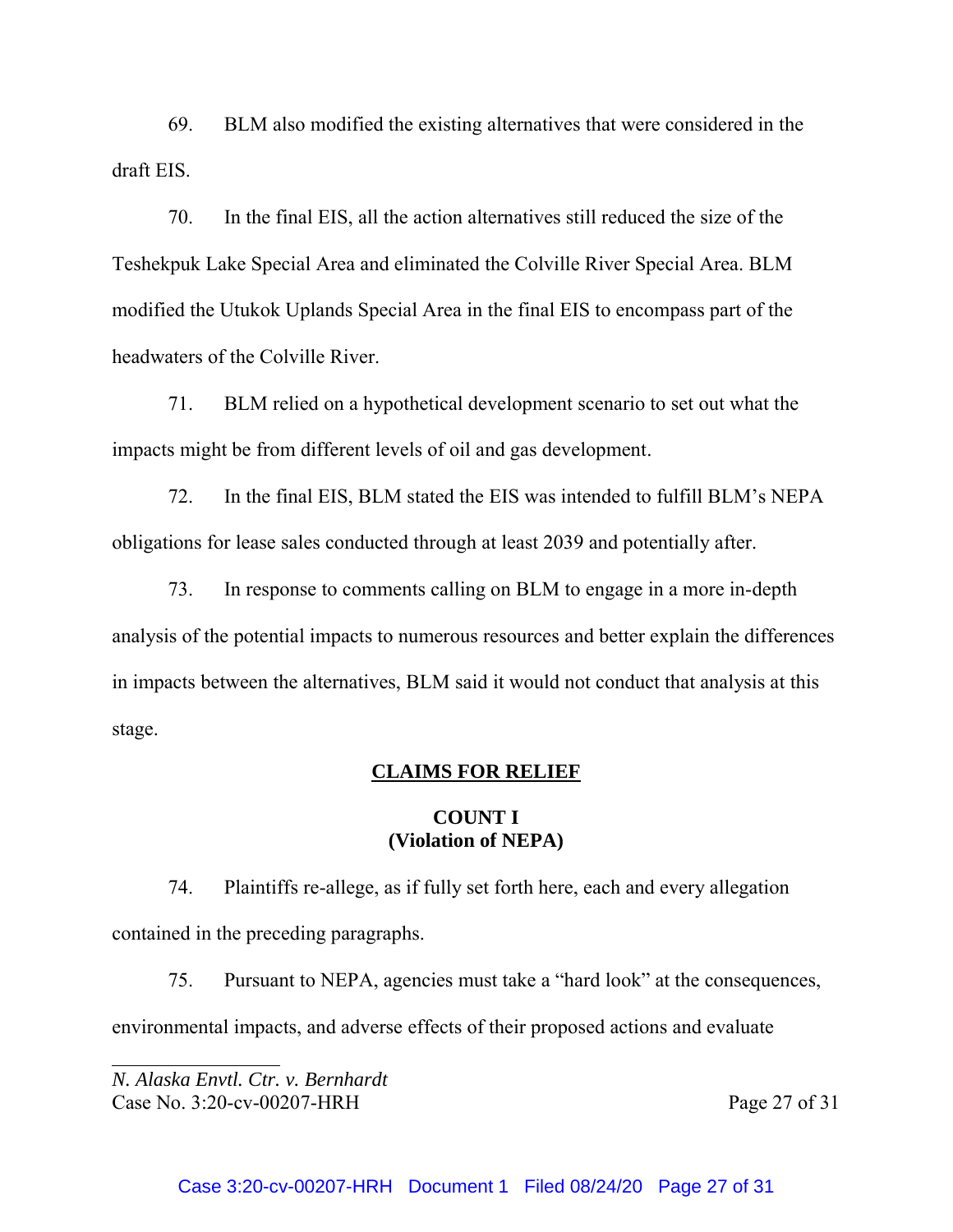69. BLM also modified the existing alternatives that were considered in the draft EIS.

70. In the final EIS, all the action alternatives still reduced the size of the Teshekpuk Lake Special Area and eliminated the Colville River Special Area. BLM modified the Utukok Uplands Special Area in the final EIS to encompass part of the headwaters of the Colville River.

71. BLM relied on a hypothetical development scenario to set out what the impacts might be from different levels of oil and gas development.

72. In the final EIS, BLM stated the EIS was intended to fulfill BLM's NEPA obligations for lease sales conducted through at least 2039 and potentially after.

73. In response to comments calling on BLM to engage in a more in-depth analysis of the potential impacts to numerous resources and better explain the differences in impacts between the alternatives, BLM said it would not conduct that analysis at this stage.

## CLAIMS FOR RELIEF

### COUNT I
### (Violation of NEPA)

74. Plaintiffs re-allege, as if fully set forth here, each and every allegation contained in the preceding paragraphs.

75. Pursuant to NEPA, agencies must take a "hard look" at the consequences, environmental impacts, and adverse effects of their proposed actions and evaluate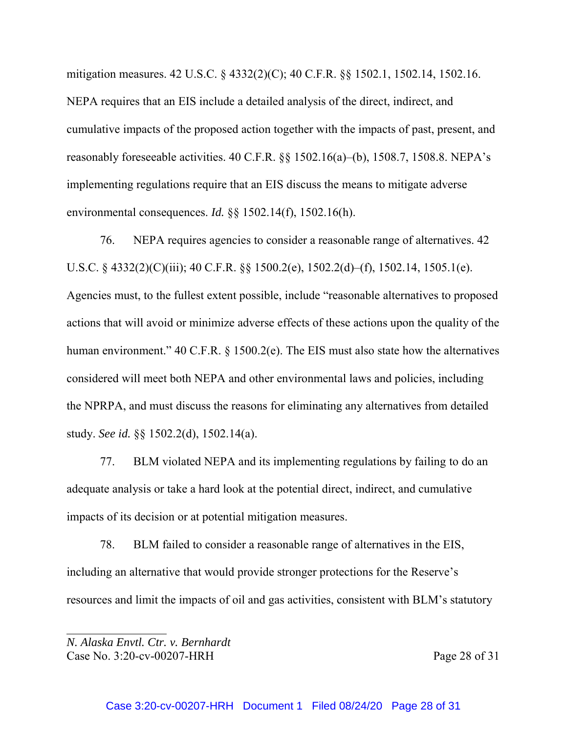mitigation measures. 42 U.S.C. § 4332(2)(C); 40 C.F.R. §§ 1502.1, 1502.14, 1502.16. NEPA requires that an EIS include a detailed analysis of the direct, indirect, and cumulative impacts of the proposed action together with the impacts of past, present, and reasonably foreseeable activities. 40 C.F.R. §§ 1502.16(a)–(b), 1508.7, 1508.8. NEPA's implementing regulations require that an EIS discuss the means to mitigate adverse environmental consequences. *Id.* §§ 1502.14(f), 1502.16(h).

76. NEPA requires agencies to consider a reasonable range of alternatives. 42 U.S.C. § 4332(2)(C)(iii); 40 C.F.R. §§ 1500.2(e), 1502.2(d)–(f), 1502.14, 1505.1(e). Agencies must, to the fullest extent possible, include "reasonable alternatives to proposed actions that will avoid or minimize adverse effects of these actions upon the quality of the human environment." 40 C.F.R. § 1500.2(e). The EIS must also state how the alternatives considered will meet both NEPA and other environmental laws and policies, including the NPRPA, and must discuss the reasons for eliminating any alternatives from detailed study. *See id.* §§ 1502.2(d), 1502.14(a).

77. BLM violated NEPA and its implementing regulations by failing to do an adequate analysis or take a hard look at the potential direct, indirect, and cumulative impacts of its decision or at potential mitigation measures.

78. BLM failed to consider a reasonable range of alternatives in the EIS, including an alternative that would provide stronger protections for the Reserve's resources and limit the impacts of oil and gas activities, consistent with BLM's statutory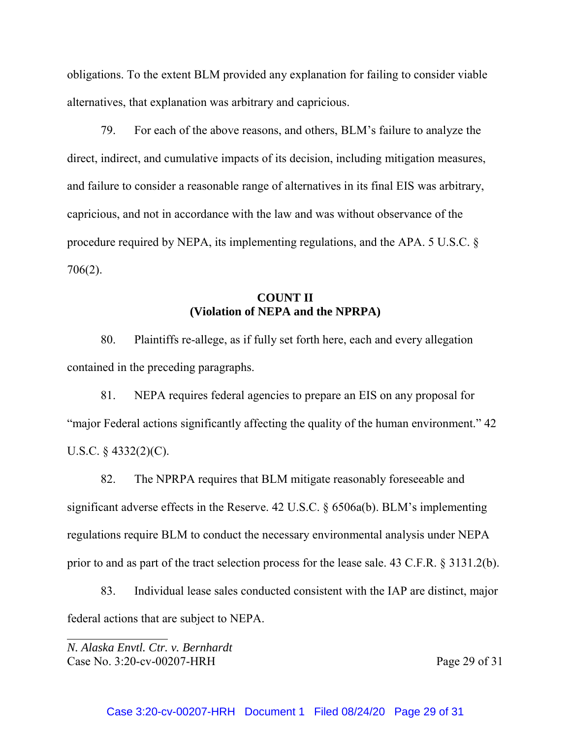obligations. To the extent BLM provided any explanation for failing to consider viable alternatives, that explanation was arbitrary and capricious.

79. For each of the above reasons, and others, BLM's failure to analyze the direct, indirect, and cumulative impacts of its decision, including mitigation measures, and failure to consider a reasonable range of alternatives in its final EIS was arbitrary, capricious, and not in accordance with the law and was without observance of the procedure required by NEPA, its implementing regulations, and the APA. 5 U.S.C. § 706(2).

**COUNT II**
**(Violation of NEPA and the NPRPA)**

80. Plaintiffs re-allege, as if fully set forth here, each and every allegation contained in the preceding paragraphs.

81. NEPA requires federal agencies to prepare an EIS on any proposal for "major Federal actions significantly affecting the quality of the human environment." 42 U.S.C. § 4332(2)(C).

82. The NPRPA requires that BLM mitigate reasonably foreseeable and significant adverse effects in the Reserve. 42 U.S.C. § 6506a(b). BLM's implementing regulations require BLM to conduct the necessary environmental analysis under NEPA prior to and as part of the tract selection process for the lease sale. 43 C.F.R. § 3131.2(b).

83. Individual lease sales conducted consistent with the IAP are distinct, major federal actions that are subject to NEPA.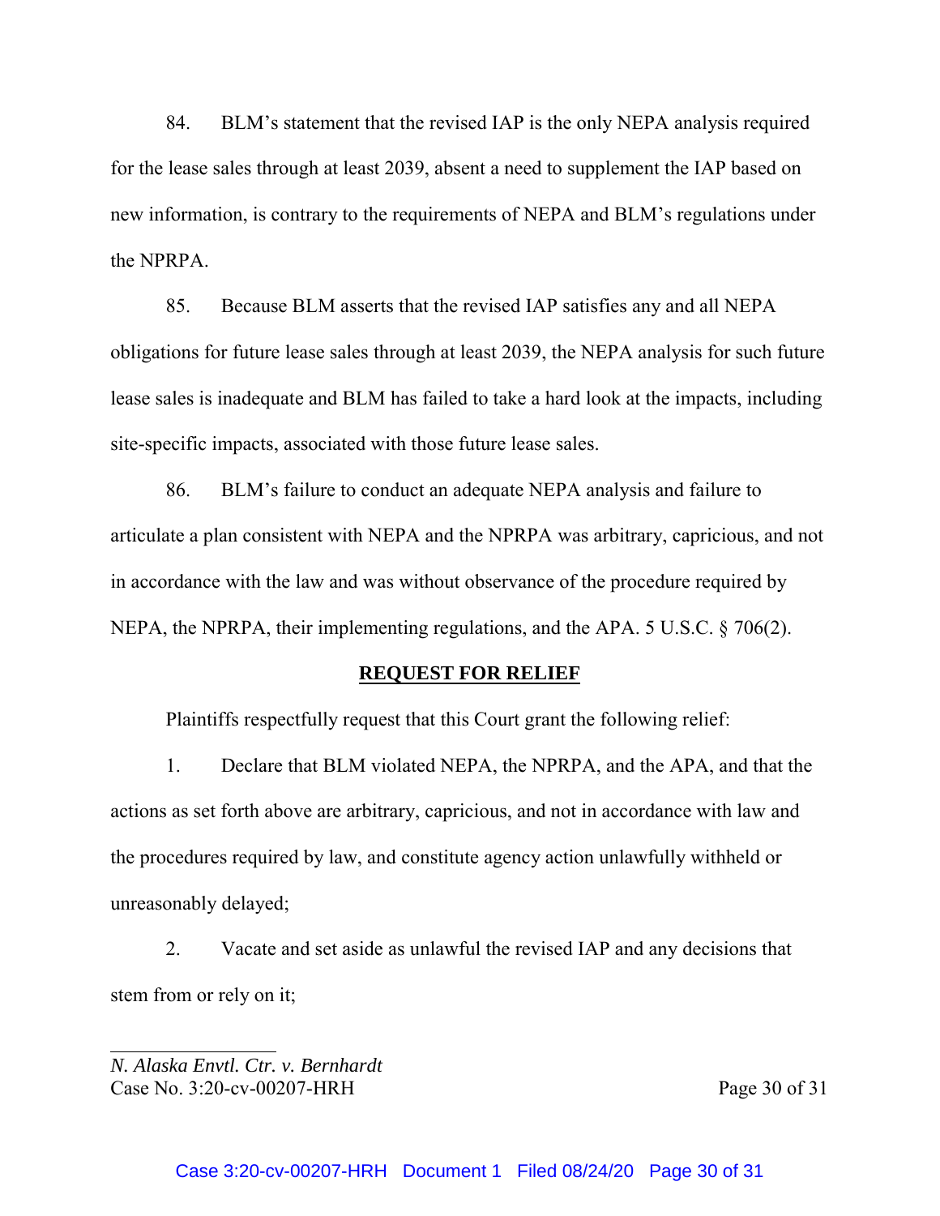84. BLM's statement that the revised IAP is the only NEPA analysis required for the lease sales through at least 2039, absent a need to supplement the IAP based on new information, is contrary to the requirements of NEPA and BLM's regulations under the NPRPA.

85. Because BLM asserts that the revised IAP satisfies any and all NEPA obligations for future lease sales through at least 2039, the NEPA analysis for such future lease sales is inadequate and BLM has failed to take a hard look at the impacts, including site-specific impacts, associated with those future lease sales.

86. BLM's failure to conduct an adequate NEPA analysis and failure to articulate a plan consistent with NEPA and the NPRPA was arbitrary, capricious, and not in accordance with the law and was without observance of the procedure required by NEPA, the NPRPA, their implementing regulations, and the APA. 5 U.S.C. § 706(2).

## **REQUEST FOR RELIEF**

Plaintiffs respectfully request that this Court grant the following relief:

1. Declare that BLM violated NEPA, the NPRPA, and the APA, and that the actions as set forth above are arbitrary, capricious, and not in accordance with law and the procedures required by law, and constitute agency action unlawfully withheld or unreasonably delayed;

2. Vacate and set aside as unlawful the revised IAP and any decisions that stem from or rely on it;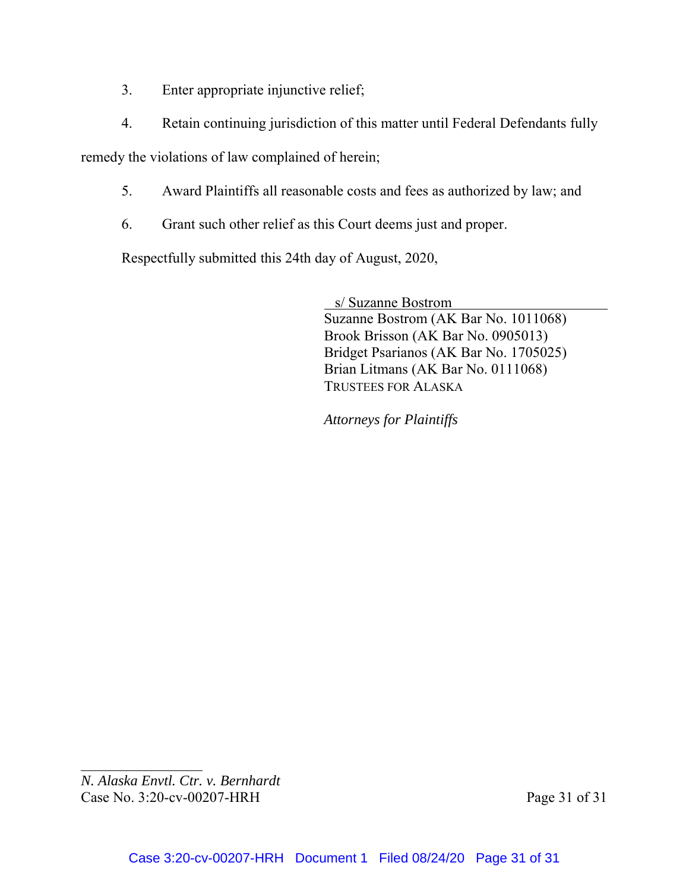3. Enter appropriate injunctive relief;

4. Retain continuing jurisdiction of this matter until Federal Defendants fully remedy the violations of law complained of herein;

5. Award Plaintiffs all reasonable costs and fees as authorized by law; and

6. Grant such other relief as this Court deems just and proper.

Respectfully submitted this 24th day of August, 2020,

s/ Suzanne Bostrom
Suzanne Bostrom (AK Bar No. 1011068)
Brook Brisson (AK Bar No. 0905013)
Bridget Psarianos (AK Bar No. 1705025)
Brian Litmans (AK Bar No. 0111068)
TRUSTEES FOR ALASKA

*Attorneys for Plaintiffs*